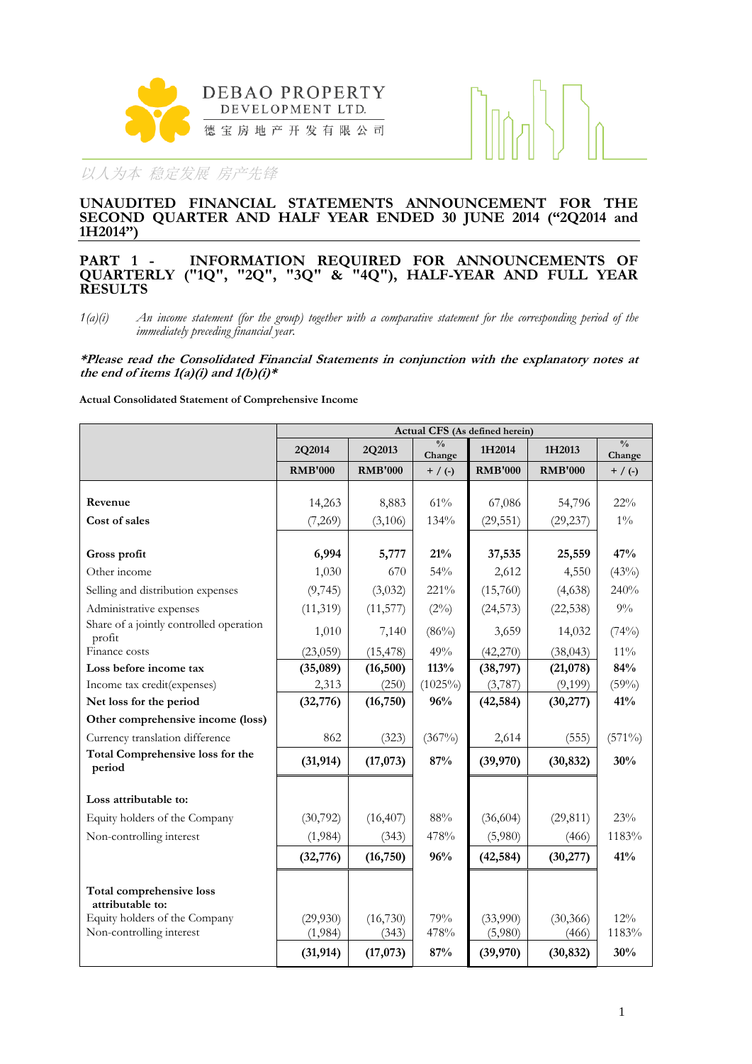DEBAO PROPERTY DEVELOPMENT LTD.
德宝房地产开发有限公司

以人为本 稳定发展 房产先锋

# UNAUDITED FINANCIAL STATEMENTS ANNOUNCEMENT FOR THE SECOND QUARTER AND HALF YEAR ENDED 30 JUNE 2014 ("2Q2014 and 1H2014")

## PART 1 - INFORMATION REQUIRED FOR ANNOUNCEMENTS OF QUARTERLY ("1Q", "2Q", "3Q" & "4Q"), HALF-YEAR AND FULL YEAR RESULTS

*1(a)(i) An income statement (for the group) together with a comparative statement for the corresponding period of the immediately preceding financial year.*

***Please read the Consolidated Financial Statements in conjunction with the explanatory notes at the end of items 1(a)(i) and 1(b)(i)***

**Actual Consolidated Statement of Comprehensive Income**

| | Actual CFS (As defined herein) | | | | | |
|---|---|---|---|---|---|---|
| | 2Q2014 | 2Q2013 | % Change | 1H2014 | 1H2013 | % Change |
| | RMB'000 | RMB'000 | + / (-) | RMB'000 | RMB'000 | + / (-) |
| **Revenue** | 14,263 | 8,883 | 61% | 67,086 | 54,796 | 22% |
| **Cost of sales** | (7,269) | (3,106) | 134% | (29,551) | (29,237) | 1% |
| **Gross profit** | **6,994** | **5,777** | **21%** | **37,535** | **25,559** | **47%** |
| Other income | 1,030 | 670 | 54% | 2,612 | 4,550 | (43%) |
| Selling and distribution expenses | (9,745) | (3,032) | 221% | (15,760) | (4,638) | 240% |
| Administrative expenses | (11,319) | (11,577) | (2%) | (24,573) | (22,538) | 9% |
| Share of a jointly controlled operation profit | 1,010 | 7,140 | (86%) | 3,659 | 14,032 | (74%) |
| Finance costs | (23,059) | (15,478) | 49% | (42,270) | (38,043) | 11% |
| **Loss before income tax** | **(35,089)** | **(16,500)** | **113%** | **(38,797)** | **(21,078)** | **84%** |
| Income tax credit(expenses) | 2,313 | (250) | (1025%) | (3,787) | (9,199) | (59%) |
| **Net loss for the period** | **(32,776)** | **(16,750)** | **96%** | **(42,584)** | **(30,277)** | **41%** |
| **Other comprehensive income (loss)** | | | | | | |
| Currency translation difference | 862 | (323) | (367%) | 2,614 | (555) | (571%) |
| **Total Comprehensive loss for the period** | **(31,914)** | **(17,073)** | **87%** | **(39,970)** | **(30,832)** | **30%** |
| **Loss attributable to:** | | | | | | |
| Equity holders of the Company | (30,792) | (16,407) | 88% | (36,604) | (29,811) | 23% |
| Non-controlling interest | (1,984) | (343) | 478% | (5,980) | (466) | 1183% |
| | **(32,776)** | **(16,750)** | **96%** | **(42,584)** | **(30,277)** | **41%** |
| **Total comprehensive loss attributable to:** | | | | | | |
| Equity holders of the Company | (29,930) | (16,730) | 79% | (33,990) | (30,366) | 12% |
| Non-controlling interest | (1,984) | (343) | 478% | (5,980) | (466) | 1183% |
| | **(31,914)** | **(17,073)** | **87%** | **(39,970)** | **(30,832)** | **30%** |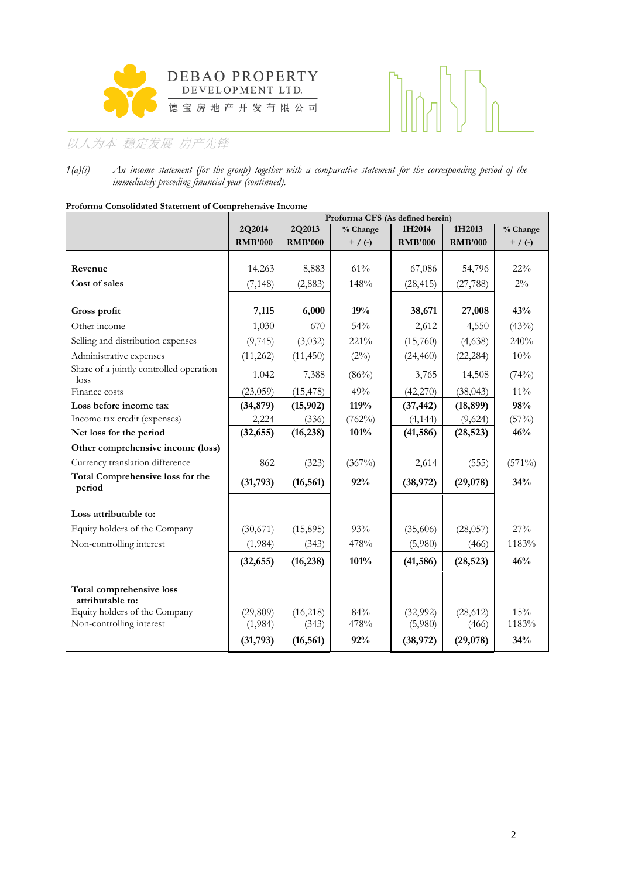1(a)(i) *An income statement (for the group) together with a comparative statement for the corresponding period of the immediately preceding financial year (continued).*

**Proforma Consolidated Statement of Comprehensive Income**

| | Proforma CFS (As defined herein) | | | | | |
|---|---|---|---|---|---|---|
| | 2Q2014 | 2Q2013 | % Change | 1H2014 | 1H2013 | % Change |
| | RMB'000 | RMB'000 | + / (-) | RMB'000 | RMB'000 | + / (-) |
| **Revenue** | 14,263 | 8,883 | 61% | 67,086 | 54,796 | 22% |
| **Cost of sales** | (7,148) | (2,883) | 148% | (28,415) | (27,788) | 2% |
| **Gross profit** | **7,115** | **6,000** | **19%** | **38,671** | **27,008** | **43%** |
| Other income | 1,030 | 670 | 54% | 2,612 | 4,550 | (43%) |
| Selling and distribution expenses | (9,745) | (3,032) | 221% | (15,760) | (4,638) | 240% |
| Administrative expenses | (11,262) | (11,450) | (2%) | (24,460) | (22,284) | 10% |
| Share of a jointly controlled operation loss | 1,042 | 7,388 | (86%) | 3,765 | 14,508 | (74%) |
| Finance costs | (23,059) | (15,478) | 49% | (42,270) | (38,043) | 11% |
| **Loss before income tax** | **(34,879)** | **(15,902)** | **119%** | **(37,442)** | **(18,899)** | **98%** |
| Income tax credit (expenses) | 2,224 | (336) | (762%) | (4,144) | (9,624) | (57%) |
| **Net loss for the period** | **(32,655)** | **(16,238)** | **101%** | **(41,586)** | **(28,523)** | **46%** |
| **Other comprehensive income (loss)** | | | | | | |
| Currency translation difference | 862 | (323) | (367%) | 2,614 | (555) | (571%) |
| **Total Comprehensive loss for the period** | **(31,793)** | **(16,561)** | **92%** | **(38,972)** | **(29,078)** | **34%** |
| **Loss attributable to:** | | | | | | |
| Equity holders of the Company | (30,671) | (15,895) | 93% | (35,606) | (28,057) | 27% |
| Non-controlling interest | (1,984) | (343) | 478% | (5,980) | (466) | 1183% |
| | **(32,655)** | **(16,238)** | **101%** | **(41,586)** | **(28,523)** | **46%** |
| **Total comprehensive loss attributable to:** | | | | | | |
| Equity holders of the Company | (29,809) | (16,218) | 84% | (32,992) | (28,612) | 15% |
| Non-controlling interest | (1,984) | (343) | 478% | (5,980) | (466) | 1183% |
| | **(31,793)** | **(16,561)** | **92%** | **(38,972)** | **(29,078)** | **34%** |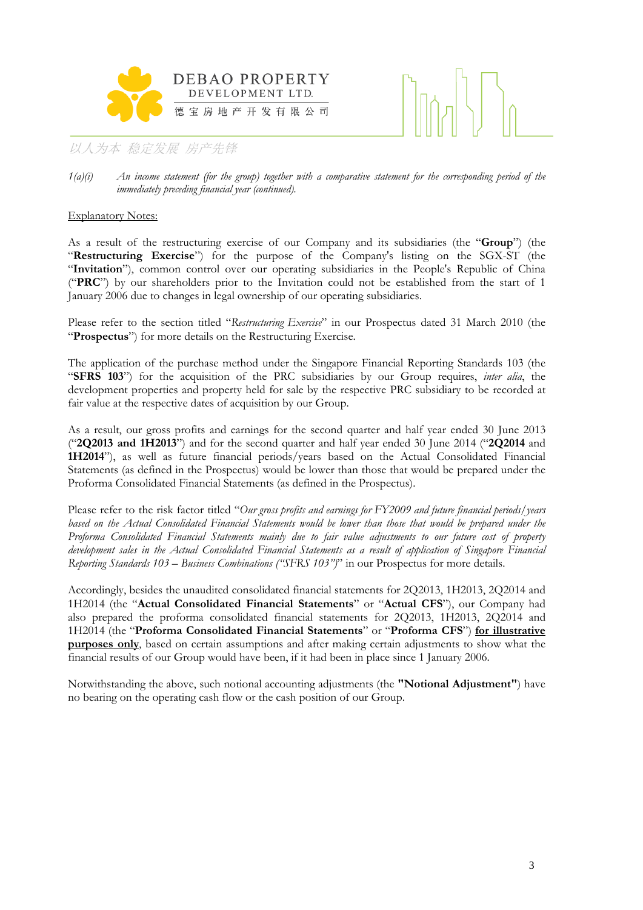*1(a)(i) An income statement (for the group) together with a comparative statement for the corresponding period of the immediately preceding financial year (continued).*

Explanatory Notes:

As a result of the restructuring exercise of our Company and its subsidiaries (the "**Group**") (the "**Restructuring Exercise**") for the purpose of the Company's listing on the SGX-ST (the "**Invitation**"), common control over our operating subsidiaries in the People's Republic of China ("**PRC**") by our shareholders prior to the Invitation could not be established from the start of 1 January 2006 due to changes in legal ownership of our operating subsidiaries.

Please refer to the section titled "*Restructuring Exercise*" in our Prospectus dated 31 March 2010 (the "**Prospectus**") for more details on the Restructuring Exercise.

The application of the purchase method under the Singapore Financial Reporting Standards 103 (the "**SFRS 103**") for the acquisition of the PRC subsidiaries by our Group requires, *inter alia*, the development properties and property held for sale by the respective PRC subsidiary to be recorded at fair value at the respective dates of acquisition by our Group.

As a result, our gross profits and earnings for the second quarter and half year ended 30 June 2013 ("**2Q2013 and 1H2013**") and for the second quarter and half year ended 30 June 2014 ("**2Q2014** and **1H2014**"), as well as future financial periods/years based on the Actual Consolidated Financial Statements (as defined in the Prospectus) would be lower than those that would be prepared under the Proforma Consolidated Financial Statements (as defined in the Prospectus).

Please refer to the risk factor titled "*Our gross profits and earnings for FY2009 and future financial periods/years based on the Actual Consolidated Financial Statements would be lower than those that would be prepared under the Proforma Consolidated Financial Statements mainly due to fair value adjustments to our future cost of property development sales in the Actual Consolidated Financial Statements as a result of application of Singapore Financial Reporting Standards 103 – Business Combinations ("SFRS 103")*" in our Prospectus for more details.

Accordingly, besides the unaudited consolidated financial statements for 2Q2013, 1H2013, 2Q2014 and 1H2014 (the "**Actual Consolidated Financial Statements**" or "**Actual CFS**"), our Company had also prepared the proforma consolidated financial statements for 2Q2013, 1H2013, 2Q2014 and 1H2014 (the "**Proforma Consolidated Financial Statements**" or "**Proforma CFS**") **for illustrative purposes only**, based on certain assumptions and after making certain adjustments to show what the financial results of our Group would have been, if it had been in place since 1 January 2006.

Notwithstanding the above, such notional accounting adjustments (the **"Notional Adjustment"**) have no bearing on the operating cash flow or the cash position of our Group.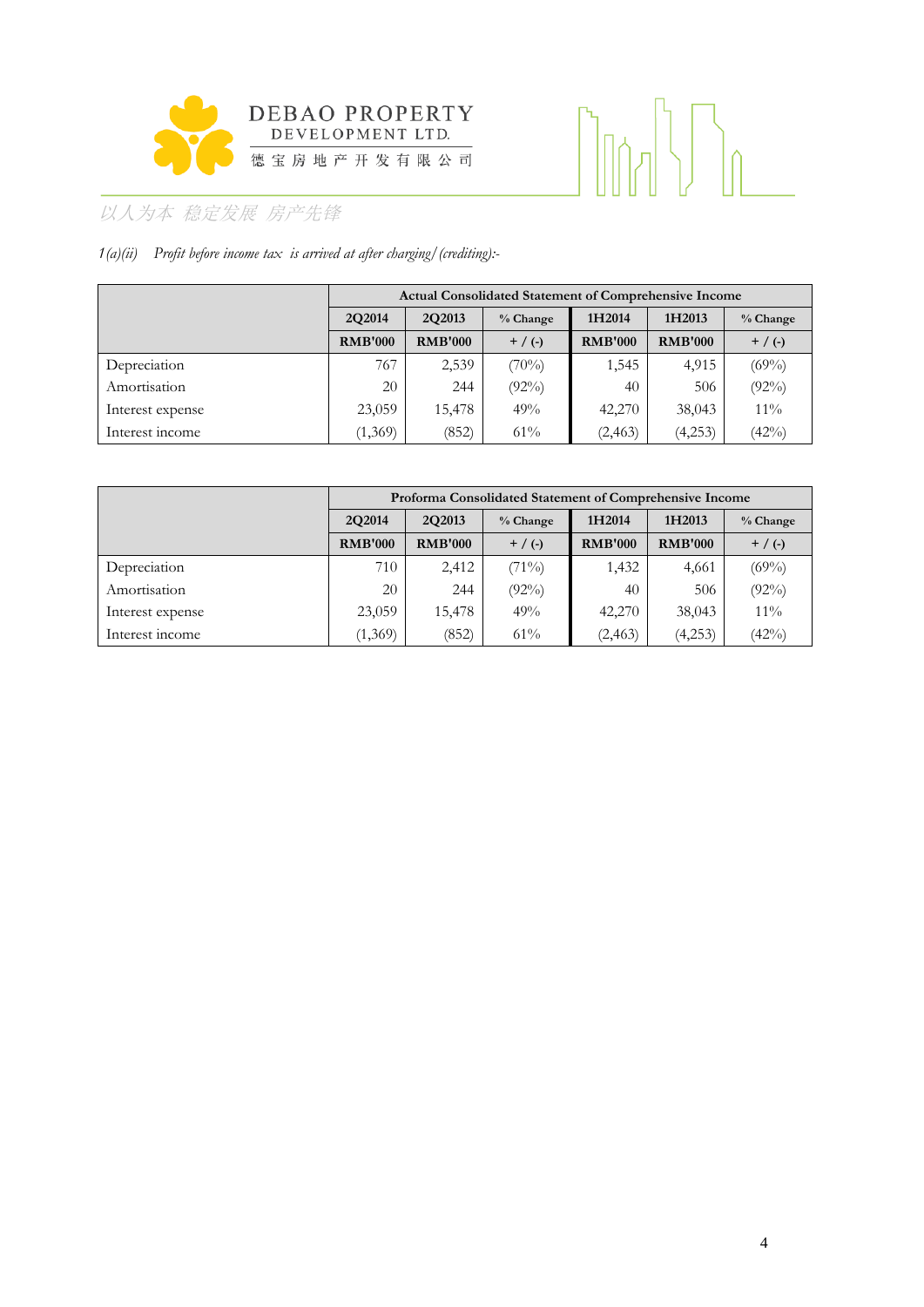1(a)(ii) *Profit before income tax is arrived at after charging/(crediting):-*

| | Actual Consolidated Statement of Comprehensive Income | | | | | |
|---|---|---|---|---|---|---|
| | 2Q2014 | 2Q2013 | % Change | 1H2014 | 1H2013 | % Change |
| | RMB'000 | RMB'000 | + / (-) | RMB'000 | RMB'000 | + / (-) |
| Depreciation | 767 | 2,539 | (70%) | 1,545 | 4,915 | (69%) |
| Amortisation | 20 | 244 | (92%) | 40 | 506 | (92%) |
| Interest expense | 23,059 | 15,478 | 49% | 42,270 | 38,043 | 11% |
| Interest income | (1,369) | (852) | 61% | (2,463) | (4,253) | (42%) |

| | Proforma Consolidated Statement of Comprehensive Income | | | | | |
|---|---|---|---|---|---|---|
| | 2Q2014 | 2Q2013 | % Change | 1H2014 | 1H2013 | % Change |
| | RMB'000 | RMB'000 | + / (-) | RMB'000 | RMB'000 | + / (-) |
| Depreciation | 710 | 2,412 | (71%) | 1,432 | 4,661 | (69%) |
| Amortisation | 20 | 244 | (92%) | 40 | 506 | (92%) |
| Interest expense | 23,059 | 15,478 | 49% | 42,270 | 38,043 | 11% |
| Interest income | (1,369) | (852) | 61% | (2,463) | (4,253) | (42%) |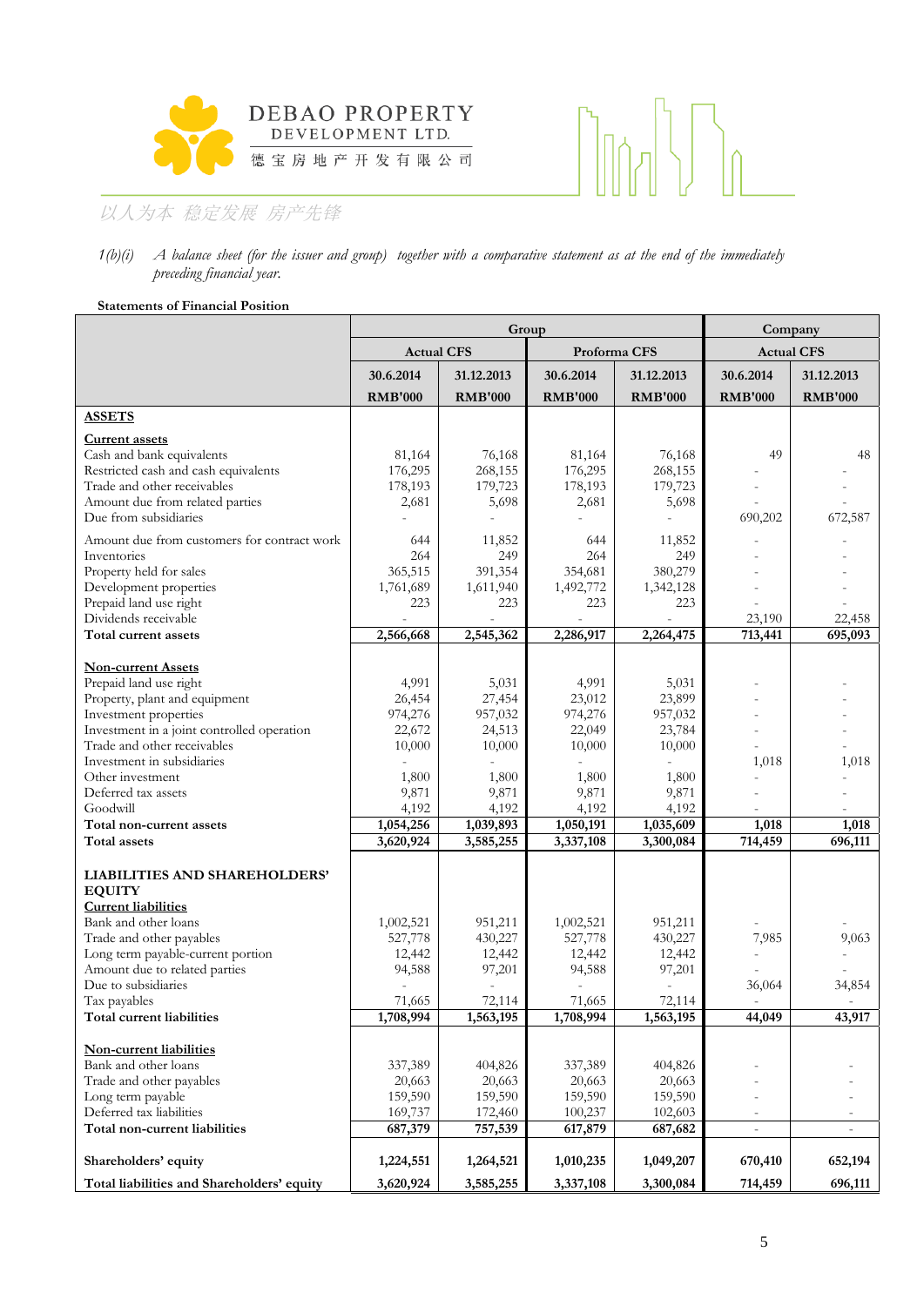1(b)(i) *A balance sheet (for the issuer and group) together with a comparative statement as at the end of the immediately preceding financial year.*

**Statements of Financial Position**

| | Group | | | | Company | |
|---|---|---|---|---|---|---|
| | Actual CFS | | Proforma CFS | | Actual CFS | |
| | 30.6.2014 | 31.12.2013 | 30.6.2014 | 31.12.2013 | 30.6.2014 | 31.12.2013 |
| | RMB'000 | RMB'000 | RMB'000 | RMB'000 | RMB'000 | RMB'000 |
| **ASSETS** | | | | | | |
| **Current assets** | | | | | | |
| Cash and bank equivalents | 81,164 | 76,168 | 81,164 | 76,168 | 49 | 48 |
| Restricted cash and cash equivalents | 176,295 | 268,155 | 176,295 | 268,155 | - | - |
| Trade and other receivables | 178,193 | 179,723 | 178,193 | 179,723 | - | - |
| Amount due from related parties | 2,681 | 5,698 | 2,681 | 5,698 | - | - |
| Due from subsidiaries | - | - | - | - | 690,202 | 672,587 |
| Amount due from customers for contract work | 644 | 11,852 | 644 | 11,852 | - | - |
| Inventories | 264 | 249 | 264 | 249 | - | - |
| Property held for sales | 365,515 | 391,354 | 354,681 | 380,279 | - | - |
| Development properties | 1,761,689 | 1,611,940 | 1,492,772 | 1,342,128 | - | - |
| Prepaid land use right | 223 | 223 | 223 | 223 | - | - |
| Dividends receivable | - | - | - | - | 23,190 | 22,458 |
| **Total current assets** | 2,566,668 | 2,545,362 | 2,286,917 | 2,264,475 | 713,441 | 695,093 |
| **Non-current Assets** | | | | | | |
| Prepaid land use right | 4,991 | 5,031 | 4,991 | 5,031 | - | - |
| Property, plant and equipment | 26,454 | 27,454 | 23,012 | 23,899 | - | - |
| Investment properties | 974,276 | 957,032 | 974,276 | 957,032 | - | - |
| Investment in a joint controlled operation | 22,672 | 24,513 | 22,049 | 23,784 | - | - |
| Trade and other receivables | 10,000 | 10,000 | 10,000 | 10,000 | - | - |
| Investment in subsidiaries | - | - | - | - | 1,018 | 1,018 |
| Other investment | 1,800 | 1,800 | 1,800 | 1,800 | - | - |
| Deferred tax assets | 9,871 | 9,871 | 9,871 | 9,871 | - | - |
| Goodwill | 4,192 | 4,192 | 4,192 | 4,192 | - | - |
| **Total non-current assets** | 1,054,256 | 1,039,893 | 1,050,191 | 1,035,609 | 1,018 | 1,018 |
| **Total assets** | 3,620,924 | 3,585,255 | 3,337,108 | 3,300,084 | 714,459 | 696,111 |
| **LIABILITIES AND SHAREHOLDERS' EQUITY** | | | | | | |
| **Current liabilities** | | | | | | |
| Bank and other loans | 1,002,521 | 951,211 | 1,002,521 | 951,211 | - | - |
| Trade and other payables | 527,778 | 430,227 | 527,778 | 430,227 | 7,985 | 9,063 |
| Long term payable-current portion | 12,442 | 12,442 | 12,442 | 12,442 | - | - |
| Amount due to related parties | 94,588 | 97,201 | 94,588 | 97,201 | - | - |
| Due to subsidiaries | - | - | - | - | 36,064 | 34,854 |
| Tax payables | 71,665 | 72,114 | 71,665 | 72,114 | - | - |
| **Total current liabilities** | 1,708,994 | 1,563,195 | 1,708,994 | 1,563,195 | 44,049 | 43,917 |
| **Non-current liabilities** | | | | | | |
| Bank and other loans | 337,389 | 404,826 | 337,389 | 404,826 | - | - |
| Trade and other payables | 20,663 | 20,663 | 20,663 | 20,663 | - | - |
| Long term payable | 159,590 | 159,590 | 159,590 | 159,590 | - | - |
| Deferred tax liabilities | 169,737 | 172,460 | 100,237 | 102,603 | - | - |
| **Total non-current liabilities** | 687,379 | 757,539 | 617,879 | 687,682 | - | - |
| **Shareholders' equity** | 1,224,551 | 1,264,521 | 1,010,235 | 1,049,207 | 670,410 | 652,194 |
| **Total liabilities and Shareholders' equity** | 3,620,924 | 3,585,255 | 3,337,108 | 3,300,084 | 714,459 | 696,111 |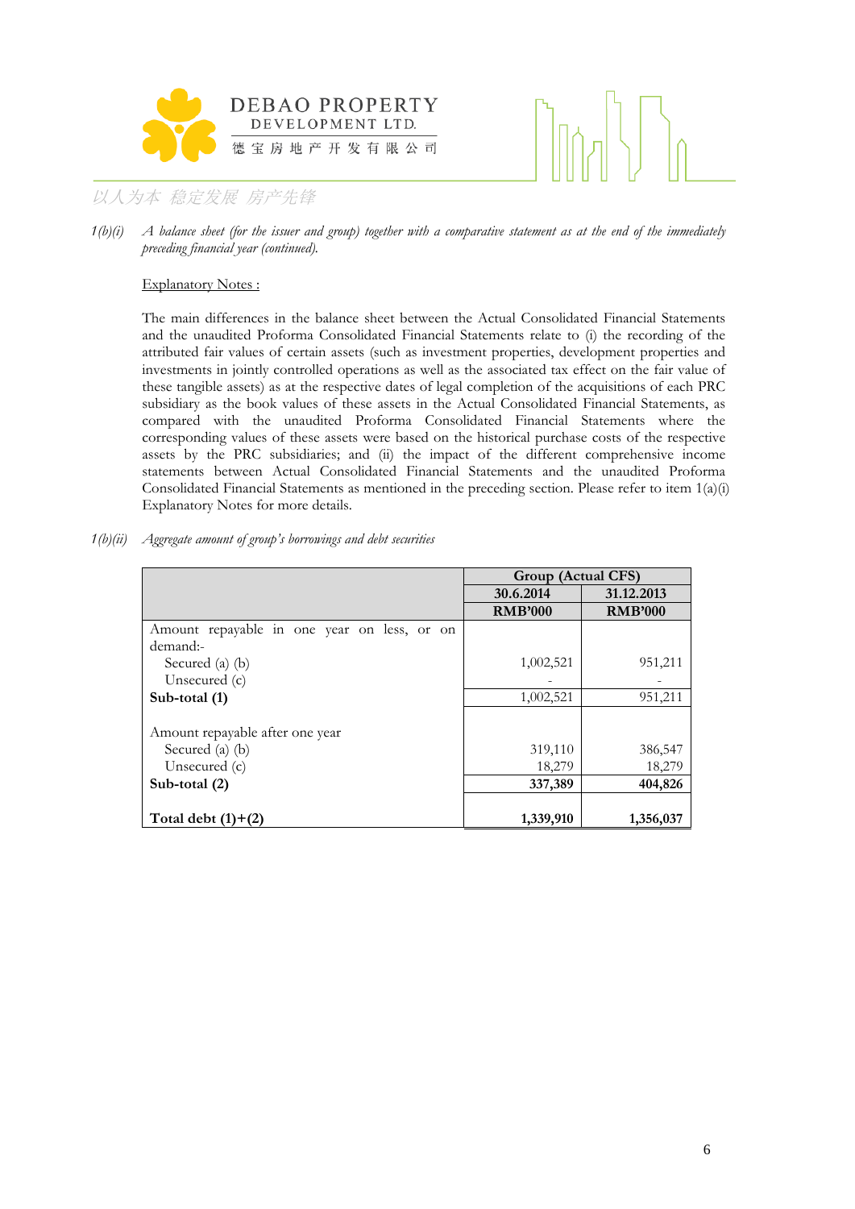*1(b)(i) A balance sheet (for the issuer and group) together with a comparative statement as at the end of the immediately preceding financial year (continued).*

Explanatory Notes :

The main differences in the balance sheet between the Actual Consolidated Financial Statements and the unaudited Proforma Consolidated Financial Statements relate to (i) the recording of the attributed fair values of certain assets (such as investment properties, development properties and investments in jointly controlled operations as well as the associated tax effect on the fair value of these tangible assets) as at the respective dates of legal completion of the acquisitions of each PRC subsidiary as the book values of these assets in the Actual Consolidated Financial Statements, as compared with the unaudited Proforma Consolidated Financial Statements where the corresponding values of these assets were based on the historical purchase costs of the respective assets by the PRC subsidiaries; and (ii) the impact of the different comprehensive income statements between Actual Consolidated Financial Statements and the unaudited Proforma Consolidated Financial Statements as mentioned in the preceding section. Please refer to item 1(a)(i) Explanatory Notes for more details.

*1(b)(ii) Aggregate amount of group's borrowings and debt securities*

| | Group (Actual CFS) | |
|---|---|---|
| | 30.6.2014 | 31.12.2013 |
| | RMB'000 | RMB'000 |
| Amount repayable in one year on less, or on demand:- | | |
| Secured (a) (b) | 1,002,521 | 951,211 |
| Unsecured (c) | - | - |
| **Sub-total (1)** | 1,002,521 | 951,211 |
| | | |
| Amount repayable after one year | | |
| Secured (a) (b) | 319,110 | 386,547 |
| Unsecured (c) | 18,279 | 18,279 |
| **Sub-total (2)** | **337,389** | **404,826** |
| | | |
| **Total debt (1)+(2)** | **1,339,910** | **1,356,037** |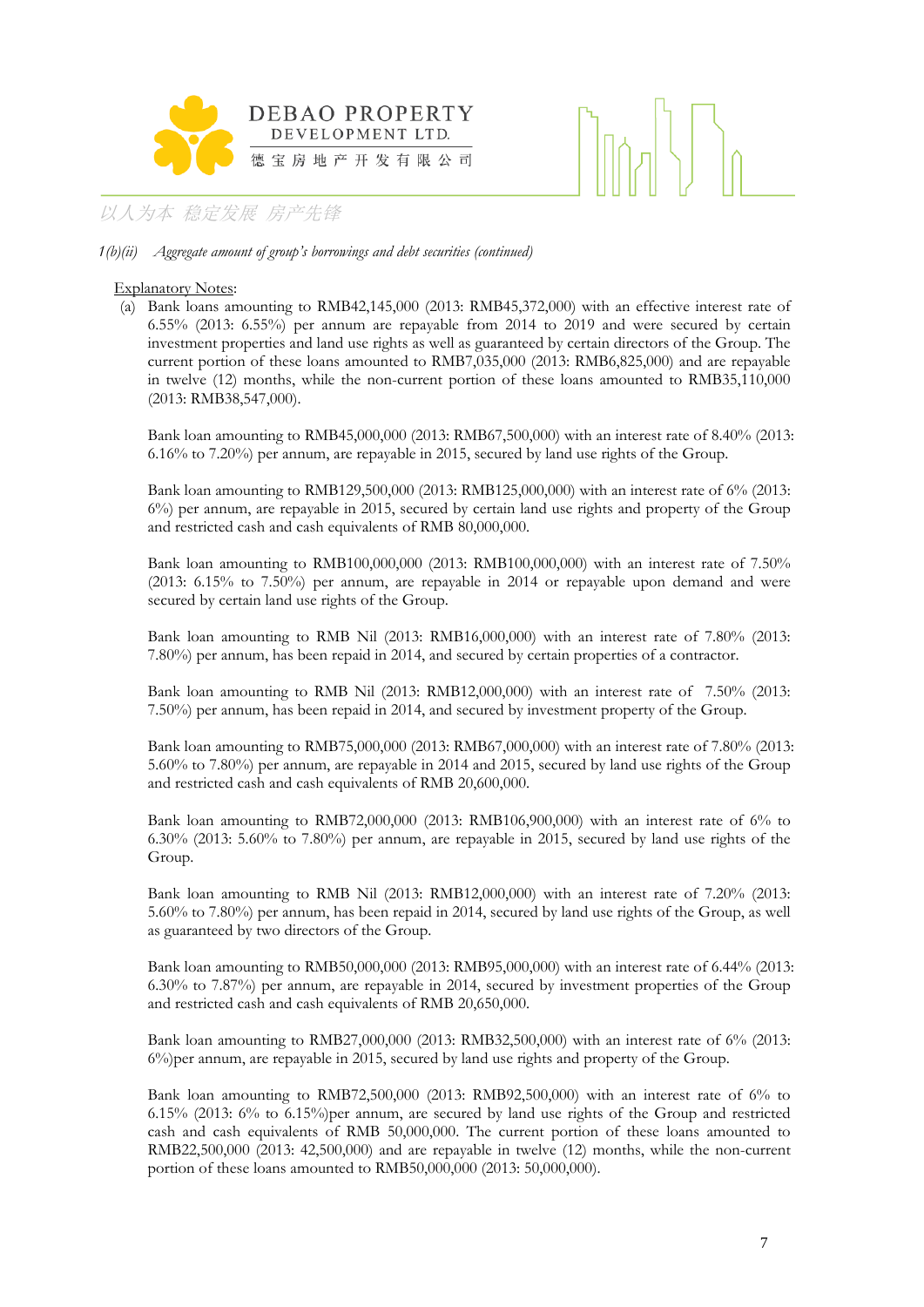*1(b)(ii) Aggregate amount of group's borrowings and debt securities (continued)*

Explanatory Notes:

(a) Bank loans amounting to RMB42,145,000 (2013: RMB45,372,000) with an effective interest rate of 6.55% (2013: 6.55%) per annum are repayable from 2014 to 2019 and were secured by certain investment properties and land use rights as well as guaranteed by certain directors of the Group. The current portion of these loans amounted to RMB7,035,000 (2013: RMB6,825,000) and are repayable in twelve (12) months, while the non-current portion of these loans amounted to RMB35,110,000 (2013: RMB38,547,000).

Bank loan amounting to RMB45,000,000 (2013: RMB67,500,000) with an interest rate of 8.40% (2013: 6.16% to 7.20%) per annum, are repayable in 2015, secured by land use rights of the Group.

Bank loan amounting to RMB129,500,000 (2013: RMB125,000,000) with an interest rate of 6% (2013: 6%) per annum, are repayable in 2015, secured by certain land use rights and property of the Group and restricted cash and cash equivalents of RMB 80,000,000.

Bank loan amounting to RMB100,000,000 (2013: RMB100,000,000) with an interest rate of 7.50% (2013: 6.15% to 7.50%) per annum, are repayable in 2014 or repayable upon demand and were secured by certain land use rights of the Group.

Bank loan amounting to RMB Nil (2013: RMB16,000,000) with an interest rate of 7.80% (2013: 7.80%) per annum, has been repaid in 2014, and secured by certain properties of a contractor.

Bank loan amounting to RMB Nil (2013: RMB12,000,000) with an interest rate of 7.50% (2013: 7.50%) per annum, has been repaid in 2014, and secured by investment property of the Group.

Bank loan amounting to RMB75,000,000 (2013: RMB67,000,000) with an interest rate of 7.80% (2013: 5.60% to 7.80%) per annum, are repayable in 2014 and 2015, secured by land use rights of the Group and restricted cash and cash equivalents of RMB 20,600,000.

Bank loan amounting to RMB72,000,000 (2013: RMB106,900,000) with an interest rate of 6% to 6.30% (2013: 5.60% to 7.80%) per annum, are repayable in 2015, secured by land use rights of the Group.

Bank loan amounting to RMB Nil (2013: RMB12,000,000) with an interest rate of 7.20% (2013: 5.60% to 7.80%) per annum, has been repaid in 2014, secured by land use rights of the Group, as well as guaranteed by two directors of the Group.

Bank loan amounting to RMB50,000,000 (2013: RMB95,000,000) with an interest rate of 6.44% (2013: 6.30% to 7.87%) per annum, are repayable in 2014, secured by investment properties of the Group and restricted cash and cash equivalents of RMB 20,650,000.

Bank loan amounting to RMB27,000,000 (2013: RMB32,500,000) with an interest rate of 6% (2013: 6%)per annum, are repayable in 2015, secured by land use rights and property of the Group.

Bank loan amounting to RMB72,500,000 (2013: RMB92,500,000) with an interest rate of 6% to 6.15% (2013: 6% to 6.15%)per annum, are secured by land use rights of the Group and restricted cash and cash equivalents of RMB 50,000,000. The current portion of these loans amounted to RMB22,500,000 (2013: 42,500,000) and are repayable in twelve (12) months, while the non-current portion of these loans amounted to RMB50,000,000 (2013: 50,000,000).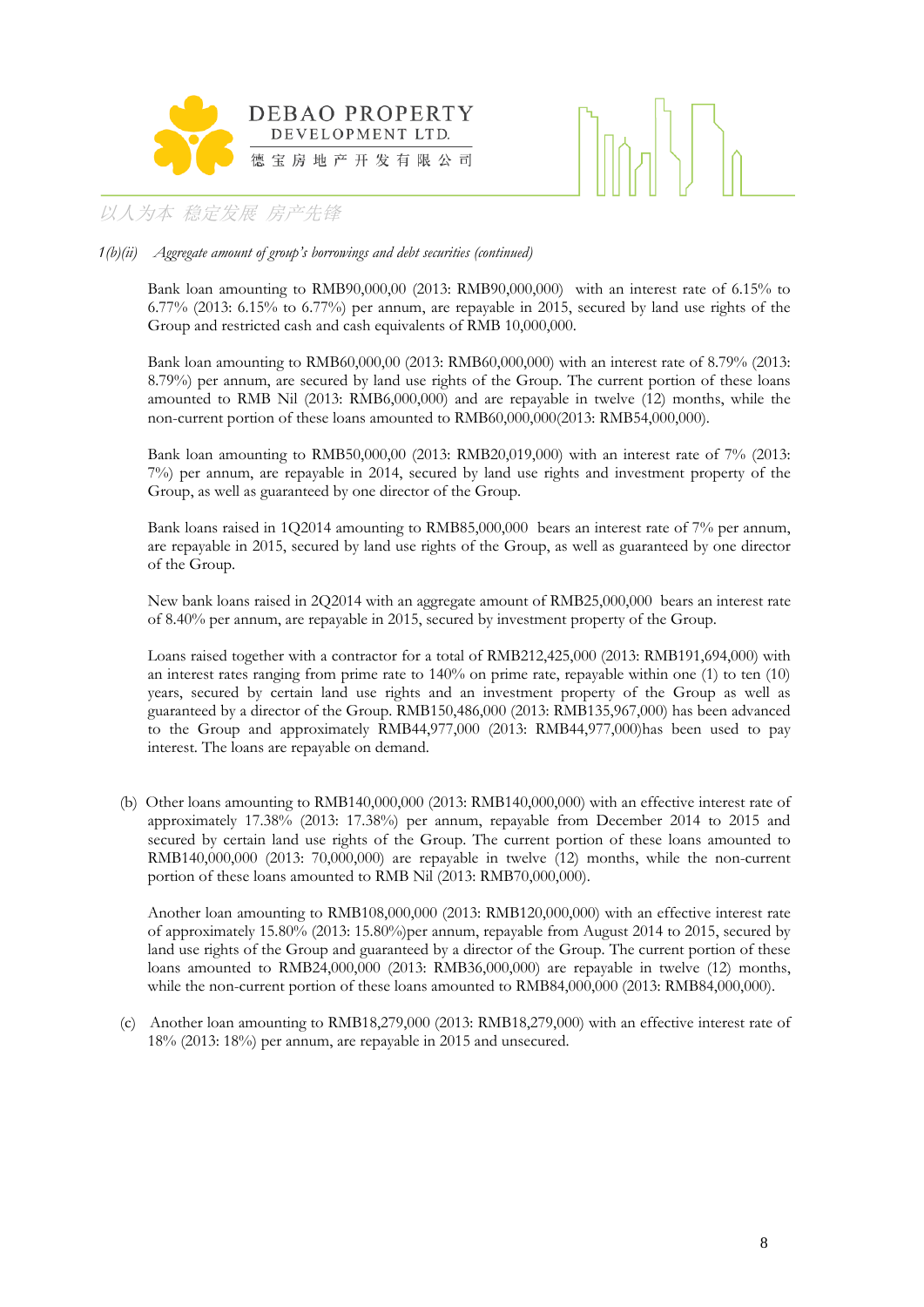*1(b)(ii) Aggregate amount of group's borrowings and debt securities (continued)*

Bank loan amounting to RMB90,000,00 (2013: RMB90,000,000) with an interest rate of 6.15% to 6.77% (2013: 6.15% to 6.77%) per annum, are repayable in 2015, secured by land use rights of the Group and restricted cash and cash equivalents of RMB 10,000,000.

Bank loan amounting to RMB60,000,00 (2013: RMB60,000,000) with an interest rate of 8.79% (2013: 8.79%) per annum, are secured by land use rights of the Group. The current portion of these loans amounted to RMB Nil (2013: RMB6,000,000) and are repayable in twelve (12) months, while the non-current portion of these loans amounted to RMB60,000,000(2013: RMB54,000,000).

Bank loan amounting to RMB50,000,00 (2013: RMB20,019,000) with an interest rate of 7% (2013: 7%) per annum, are repayable in 2014, secured by land use rights and investment property of the Group, as well as guaranteed by one director of the Group.

Bank loans raised in 1Q2014 amounting to RMB85,000,000 bears an interest rate of 7% per annum, are repayable in 2015, secured by land use rights of the Group, as well as guaranteed by one director of the Group.

New bank loans raised in 2Q2014 with an aggregate amount of RMB25,000,000 bears an interest rate of 8.40% per annum, are repayable in 2015, secured by investment property of the Group.

Loans raised together with a contractor for a total of RMB212,425,000 (2013: RMB191,694,000) with an interest rates ranging from prime rate to 140% on prime rate, repayable within one (1) to ten (10) years, secured by certain land use rights and an investment property of the Group as well as guaranteed by a director of the Group. RMB150,486,000 (2013: RMB135,967,000) has been advanced to the Group and approximately RMB44,977,000 (2013: RMB44,977,000)has been used to pay interest. The loans are repayable on demand.

(b) Other loans amounting to RMB140,000,000 (2013: RMB140,000,000) with an effective interest rate of approximately 17.38% (2013: 17.38%) per annum, repayable from December 2014 to 2015 and secured by certain land use rights of the Group. The current portion of these loans amounted to RMB140,000,000 (2013: 70,000,000) are repayable in twelve (12) months, while the non-current portion of these loans amounted to RMB Nil (2013: RMB70,000,000).

Another loan amounting to RMB108,000,000 (2013: RMB120,000,000) with an effective interest rate of approximately 15.80% (2013: 15.80%)per annum, repayable from August 2014 to 2015, secured by land use rights of the Group and guaranteed by a director of the Group. The current portion of these loans amounted to RMB24,000,000 (2013: RMB36,000,000) are repayable in twelve (12) months, while the non-current portion of these loans amounted to RMB84,000,000 (2013: RMB84,000,000).

(c) Another loan amounting to RMB18,279,000 (2013: RMB18,279,000) with an effective interest rate of 18% (2013: 18%) per annum, are repayable in 2015 and unsecured.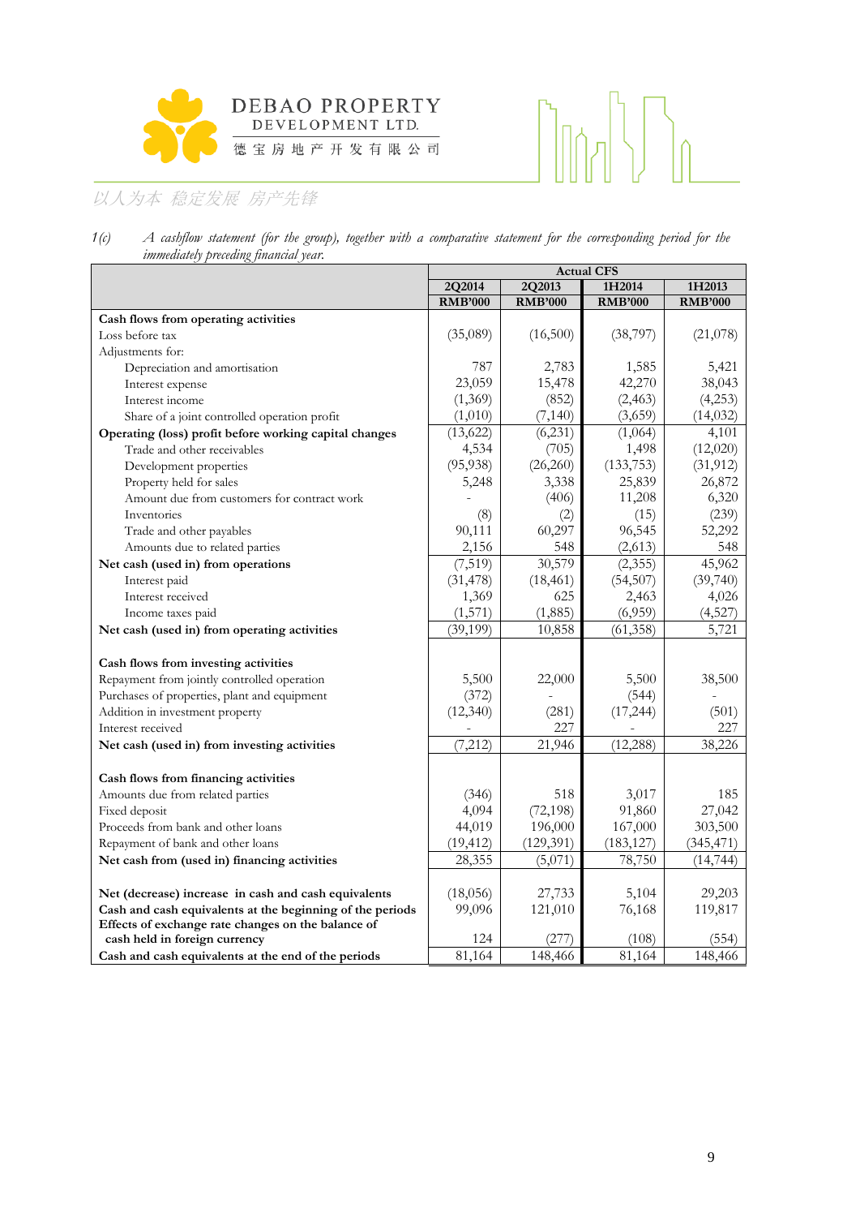DEBAO PROPERTY DEVELOPMENT LTD.

德宝房地产开发有限公司

以人为本 稳定发展 房产先锋

1(c) *A cashflow statement (for the group), together with a comparative statement for the corresponding period for the immediately preceding financial year.*

| | Actual CFS | | | |
|---|---|---|---|---|
| | 2Q2014 | 2Q2013 | 1H2014 | 1H2013 |
| | RMB'000 | RMB'000 | RMB'000 | RMB'000 |
| **Cash flows from operating activities** | | | | |
| Loss before tax | (35,089) | (16,500) | (38,797) | (21,078) |
| Adjustments for: | | | | |
| Depreciation and amortisation | 787 | 2,783 | 1,585 | 5,421 |
| Interest expense | 23,059 | 15,478 | 42,270 | 38,043 |
| Interest income | (1,369) | (852) | (2,463) | (4,253) |
| Share of a joint controlled operation profit | (1,010) | (7,140) | (3,659) | (14,032) |
| **Operating (loss) profit before working capital changes** | (13,622) | (6,231) | (1,064) | 4,101 |
| Trade and other receivables | 4,534 | (705) | 1,498 | (12,020) |
| Development properties | (95,938) | (26,260) | (133,753) | (31,912) |
| Property held for sales | 5,248 | 3,338 | 25,839 | 26,872 |
| Amount due from customers for contract work | - | (406) | 11,208 | 6,320 |
| Inventories | (8) | (2) | (15) | (239) |
| Trade and other payables | 90,111 | 60,297 | 96,545 | 52,292 |
| Amounts due to related parties | 2,156 | 548 | (2,613) | 548 |
| **Net cash (used in) from operations** | (7,519) | 30,579 | (2,355) | 45,962 |
| Interest paid | (31,478) | (18,461) | (54,507) | (39,740) |
| Interest received | 1,369 | 625 | 2,463 | 4,026 |
| Income taxes paid | (1,571) | (1,885) | (6,959) | (4,527) |
| **Net cash (used in) from operating activities** | (39,199) | 10,858 | (61,358) | 5,721 |
| | | | | |
| **Cash flows from investing activities** | | | | |
| Repayment from jointly controlled operation | 5,500 | 22,000 | 5,500 | 38,500 |
| Purchases of properties, plant and equipment | (372) | - | (544) | - |
| Addition in investment property | (12,340) | (281) | (17,244) | (501) |
| Interest received | - | 227 | - | 227 |
| **Net cash (used in) from investing activities** | (7,212) | 21,946 | (12,288) | 38,226 |
| | | | | |
| **Cash flows from financing activities** | | | | |
| Amounts due from related parties | (346) | 518 | 3,017 | 185 |
| Fixed deposit | 4,094 | (72,198) | 91,860 | 27,042 |
| Proceeds from bank and other loans | 44,019 | 196,000 | 167,000 | 303,500 |
| Repayment of bank and other loans | (19,412) | (129,391) | (183,127) | (345,471) |
| **Net cash from (used in) financing activities** | 28,355 | (5,071) | 78,750 | (14,744) |
| | | | | |
| **Net (decrease) increase in cash and cash equivalents** | (18,056) | 27,733 | 5,104 | 29,203 |
| **Cash and cash equivalents at the beginning of the periods** | 99,096 | 121,010 | 76,168 | 119,817 |
| **Effects of exchange rate changes on the balance of cash held in foreign currency** | 124 | (277) | (108) | (554) |
| **Cash and cash equivalents at the end of the periods** | 81,164 | 148,466 | 81,164 | 148,466 |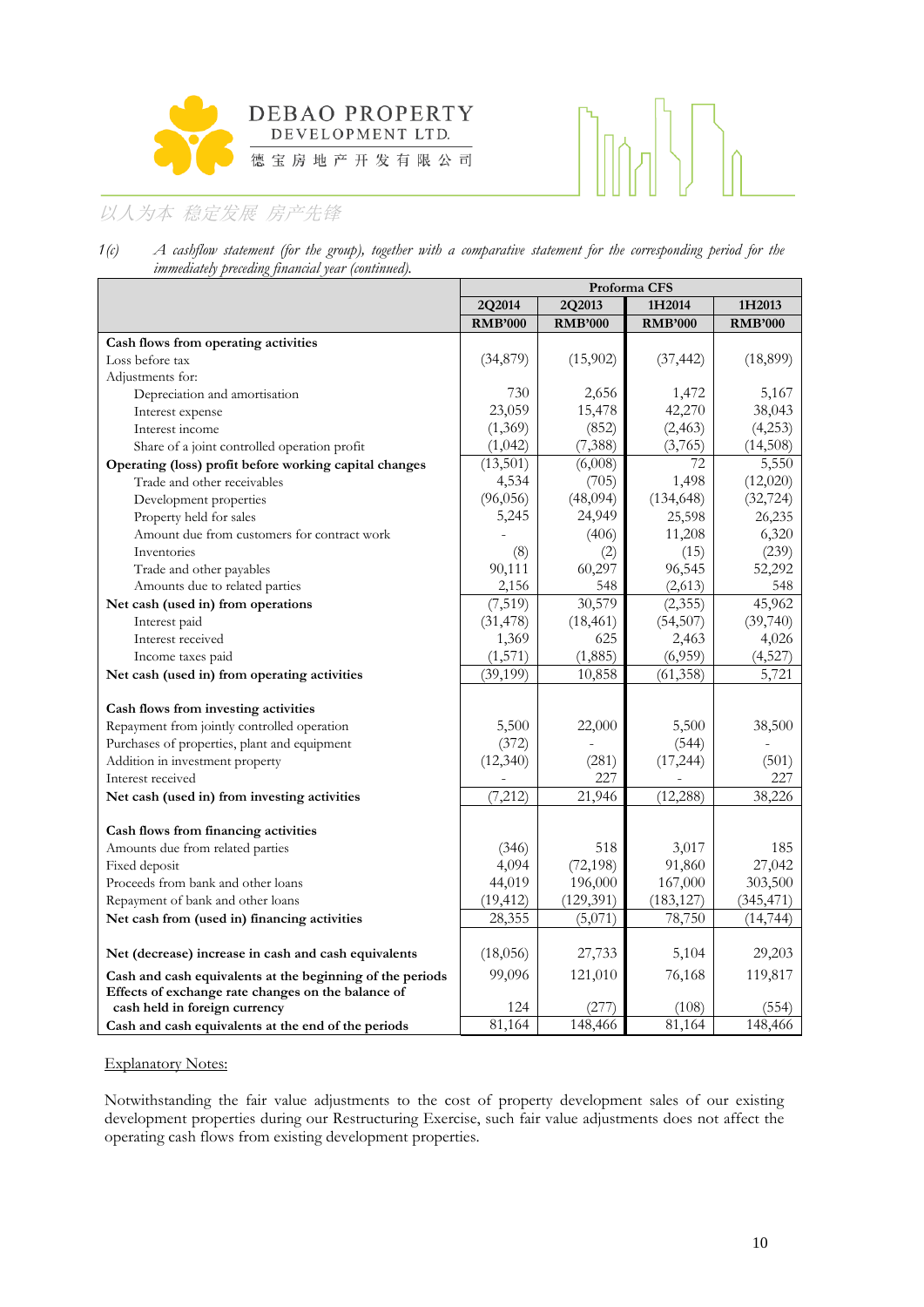1(c) *A cashflow statement (for the group), together with a comparative statement for the corresponding period for the immediately preceding financial year (continued).*

| | Proforma CFS | | | |
|---|---|---|---|---|
| | 2Q2014 | 2Q2013 | 1H2014 | 1H2013 |
| | RMB'000 | RMB'000 | RMB'000 | RMB'000 |
| **Cash flows from operating activities** | | | | |
| Loss before tax | (34,879) | (15,902) | (37,442) | (18,899) |
| Adjustments for: | | | | |
| Depreciation and amortisation | 730 | 2,656 | 1,472 | 5,167 |
| Interest expense | 23,059 | 15,478 | 42,270 | 38,043 |
| Interest income | (1,369) | (852) | (2,463) | (4,253) |
| Share of a joint controlled operation profit | (1,042) | (7,388) | (3,765) | (14,508) |
| **Operating (loss) profit before working capital changes** | (13,501) | (6,008) | 72 | 5,550 |
| Trade and other receivables | 4,534 | (705) | 1,498 | (12,020) |
| Development properties | (96,056) | (48,094) | (134,648) | (32,724) |
| Property held for sales | 5,245 | 24,949 | 25,598 | 26,235 |
| Amount due from customers for contract work | - | (406) | 11,208 | 6,320 |
| Inventories | (8) | (2) | (15) | (239) |
| Trade and other payables | 90,111 | 60,297 | 96,545 | 52,292 |
| Amounts due to related parties | 2,156 | 548 | (2,613) | 548 |
| **Net cash (used in) from operations** | (7,519) | 30,579 | (2,355) | 45,962 |
| Interest paid | (31,478) | (18,461) | (54,507) | (39,740) |
| Interest received | 1,369 | 625 | 2,463 | 4,026 |
| Income taxes paid | (1,571) | (1,885) | (6,959) | (4,527) |
| **Net cash (used in) from operating activities** | (39,199) | 10,858 | (61,358) | 5,721 |
| | | | | |
| **Cash flows from investing activities** | | | | |
| Repayment from jointly controlled operation | 5,500 | 22,000 | 5,500 | 38,500 |
| Purchases of properties, plant and equipment | (372) | - | (544) | - |
| Addition in investment property | (12,340) | (281) | (17,244) | (501) |
| Interest received | - | 227 | - | 227 |
| **Net cash (used in) from investing activities** | (7,212) | 21,946 | (12,288) | 38,226 |
| | | | | |
| **Cash flows from financing activities** | | | | |
| Amounts due from related parties | (346) | 518 | 3,017 | 185 |
| Fixed deposit | 4,094 | (72,198) | 91,860 | 27,042 |
| Proceeds from bank and other loans | 44,019 | 196,000 | 167,000 | 303,500 |
| Repayment of bank and other loans | (19,412) | (129,391) | (183,127) | (345,471) |
| **Net cash from (used in) financing activities** | 28,355 | (5,071) | 78,750 | (14,744) |
| | | | | |
| **Net (decrease) increase in cash and cash equivalents** | (18,056) | 27,733 | 5,104 | 29,203 |
| **Cash and cash equivalents at the beginning of the periods** | 99,096 | 121,010 | 76,168 | 119,817 |
| **Effects of exchange rate changes on the balance of cash held in foreign currency** | 124 | (277) | (108) | (554) |
| **Cash and cash equivalents at the end of the periods** | 81,164 | 148,466 | 81,164 | 148,466 |

Explanatory Notes:

Notwithstanding the fair value adjustments to the cost of property development sales of our existing development properties during our Restructuring Exercise, such fair value adjustments does not affect the operating cash flows from existing development properties.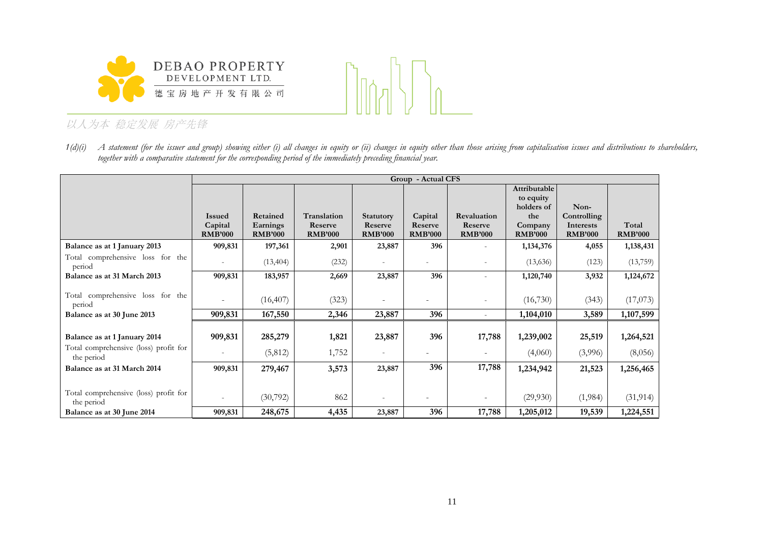1(d)(i) *A statement (for the issuer and group) showing either (i) all changes in equity or (ii) changes in equity other than those arising from capitalisation issues and distributions to shareholders, together with a comparative statement for the corresponding period of the immediately preceding financial year.*

| | Group - Actual CFS | | | | | | | | |
|---|---|---|---|---|---|---|---|---|---|
| | **Issued Capital RMB'000** | **Retained Earnings RMB'000** | **Translation Reserve RMB'000** | **Statutory Reserve RMB'000** | **Capital Reserve RMB'000** | **Revaluation Reserve RMB'000** | **Attributable to equity holders of the Company RMB'000** | **Non-Controlling Interests RMB'000** | **Total RMB'000** |
| **Balance as at 1 January 2013** | **909,831** | **197,361** | **2,901** | **23,887** | **396** | - | **1,134,376** | **4,055** | **1,138,431** |
| Total comprehensive loss for the period | - | (13,404) | (232) | - | - | - | (13,636) | (123) | (13,759) |
| **Balance as at 31 March 2013** | **909,831** | **183,957** | **2,669** | **23,887** | **396** | - | **1,120,740** | **3,932** | **1,124,672** |
| Total comprehensive loss for the period | - | (16,407) | (323) | - | - | - | (16,730) | (343) | (17,073) |
| **Balance as at 30 June 2013** | **909,831** | **167,550** | **2,346** | **23,887** | **396** | - | **1,104,010** | **3,589** | **1,107,599** |
| **Balance as at 1 January 2014** | **909,831** | **285,279** | **1,821** | **23,887** | **396** | **17,788** | **1,239,002** | **25,519** | **1,264,521** |
| Total comprehensive (loss) profit for the period | - | (5,812) | 1,752 | - | - | - | (4,060) | (3,996) | (8,056) |
| **Balance as at 31 March 2014** | **909,831** | **279,467** | **3,573** | **23,887** | **396** | **17,788** | **1,234,942** | **21,523** | **1,256,465** |
| Total comprehensive (loss) profit for the period | - | (30,792) | 862 | - | - | - | (29,930) | (1,984) | (31,914) |
| **Balance as at 30 June 2014** | **909,831** | **248,675** | **4,435** | **23,887** | **396** | **17,788** | **1,205,012** | **19,539** | **1,224,551** |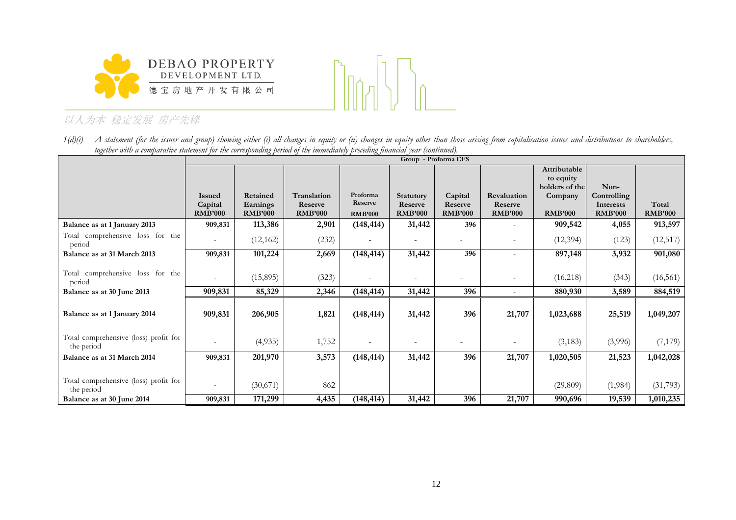*1(d)(i) A statement (for the issuer and group) showing either (i) all changes in equity or (ii) changes in equity other than those arising from capitalisation issues and distributions to shareholders, together with a comparative statement for the corresponding period of the immediately preceding financial year (continued).*

| | Group - Proforma CFS | | | | | | | | | |
|---|---|---|---|---|---|---|---|---|---|---|
| | **Issued Capital RMB'000** | **Retained Earnings RMB'000** | **Translation Reserve RMB'000** | **Proforma Reserve RMB'000** | **Statutory Reserve RMB'000** | **Capital Reserve RMB'000** | **Revaluation Reserve RMB'000** | **Attributable to equity holders of the Company RMB'000** | **Non-Controlling Interests RMB'000** | **Total RMB'000** |
| **Balance as at 1 January 2013** | **909,831** | **113,386** | **2,901** | **(148,414)** | **31,442** | **396** | - | **909,542** | **4,055** | **913,597** |
| Total comprehensive loss for the period | - | (12,162) | (232) | - | - | - | - | (12,394) | (123) | (12,517) |
| **Balance as at 31 March 2013** | **909,831** | **101,224** | **2,669** | **(148,414)** | **31,442** | **396** | - | **897,148** | **3,932** | **901,080** |
| Total comprehensive loss for the period | - | (15,895) | (323) | - | - | - | - | (16,218) | (343) | (16,561) |
| **Balance as at 30 June 2013** | **909,831** | **85,329** | **2,346** | **(148,414)** | **31,442** | **396** | - | **880,930** | **3,589** | **884,519** |
| **Balance as at 1 January 2014** | **909,831** | **206,905** | **1,821** | **(148,414)** | **31,442** | **396** | **21,707** | **1,023,688** | **25,519** | **1,049,207** |
| Total comprehensive (loss) profit for the period | - | (4,935) | 1,752 | - | - | - | - | (3,183) | (3,996) | (7,179) |
| **Balance as at 31 March 2014** | **909,831** | **201,970** | **3,573** | **(148,414)** | **31,442** | **396** | **21,707** | **1,020,505** | **21,523** | **1,042,028** |
| Total comprehensive (loss) profit for the period | - | (30,671) | 862 | - | - | - | - | (29,809) | (1,984) | (31,793) |
| **Balance as at 30 June 2014** | **909,831** | **171,299** | **4,435** | **(148,414)** | **31,442** | **396** | **21,707** | **990,696** | **19,539** | **1,010,235** |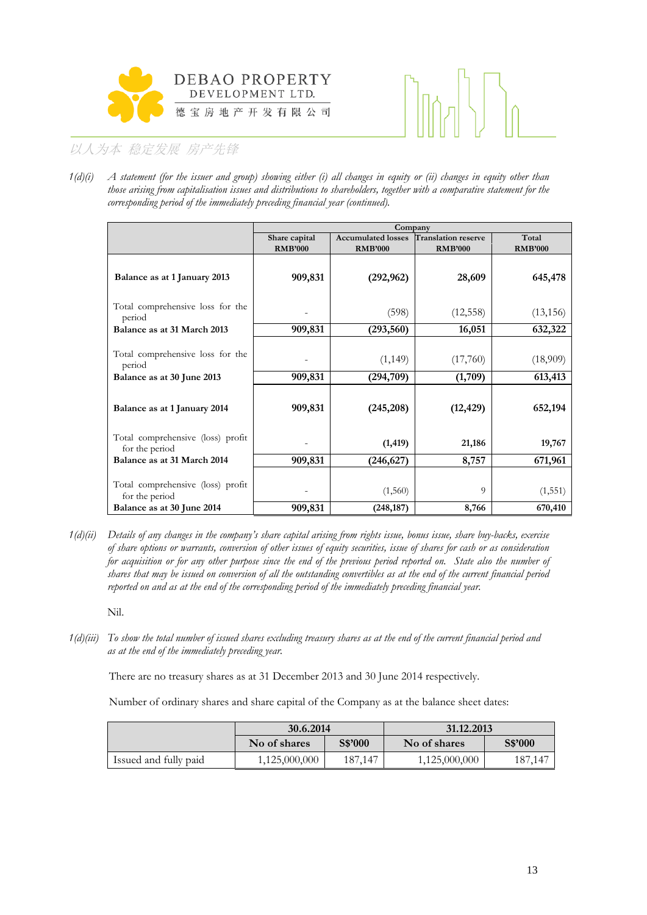1(d)(i) *A statement (for the issuer and group) showing either (i) all changes in equity or (ii) changes in equity other than those arising from capitalisation issues and distributions to shareholders, together with a comparative statement for the corresponding period of the immediately preceding financial year (continued).*

| | Company | | | |
|---|---|---|---|---|
| | Share capital RMB'000 | Accumulated losses RMB'000 | Translation reserve RMB'000 | Total RMB'000 |
| **Balance as at 1 January 2013** | **909,831** | **(292,962)** | **28,609** | **645,478** |
| Total comprehensive loss for the period | - | (598) | (12,558) | (13,156) |
| **Balance as at 31 March 2013** | **909,831** | **(293,560)** | **16,051** | **632,322** |
| Total comprehensive loss for the period | - | (1,149) | (17,760) | (18,909) |
| **Balance as at 30 June 2013** | **909,831** | **(294,709)** | **(1,709)** | **613,413** |
| **Balance as at 1 January 2014** | **909,831** | **(245,208)** | **(12,429)** | **652,194** |
| Total comprehensive (loss) profit for the period | - | **(1,419)** | **21,186** | **19,767** |
| **Balance as at 31 March 2014** | **909,831** | **(246,627)** | **8,757** | **671,961** |
| Total comprehensive (loss) profit for the period | - | (1,560) | 9 | (1,551) |
| **Balance as at 30 June 2014** | **909,831** | **(248,187)** | **8,766** | **670,410** |

1(d)(ii) *Details of any changes in the company's share capital arising from rights issue, bonus issue, share buy-backs, exercise of share options or warrants, conversion of other issues of equity securities, issue of shares for cash or as consideration for acquisition or for any other purpose since the end of the previous period reported on. State also the number of shares that may be issued on conversion of all the outstanding convertibles as at the end of the current financial period reported on and as at the end of the corresponding period of the immediately preceding financial year.*

Nil.

1(d)(iii) *To show the total number of issued shares excluding treasury shares as at the end of the current financial period and as at the end of the immediately preceding year.*

There are no treasury shares as at 31 December 2013 and 30 June 2014 respectively.

Number of ordinary shares and share capital of the Company as at the balance sheet dates:

| | 30.6.2014 | | 31.12.2013 | |
|---|---|---|---|---|
| | No of shares | S$'000 | No of shares | S$'000 |
| Issued and fully paid | 1,125,000,000 | 187,147 | 1,125,000,000 | 187,147 |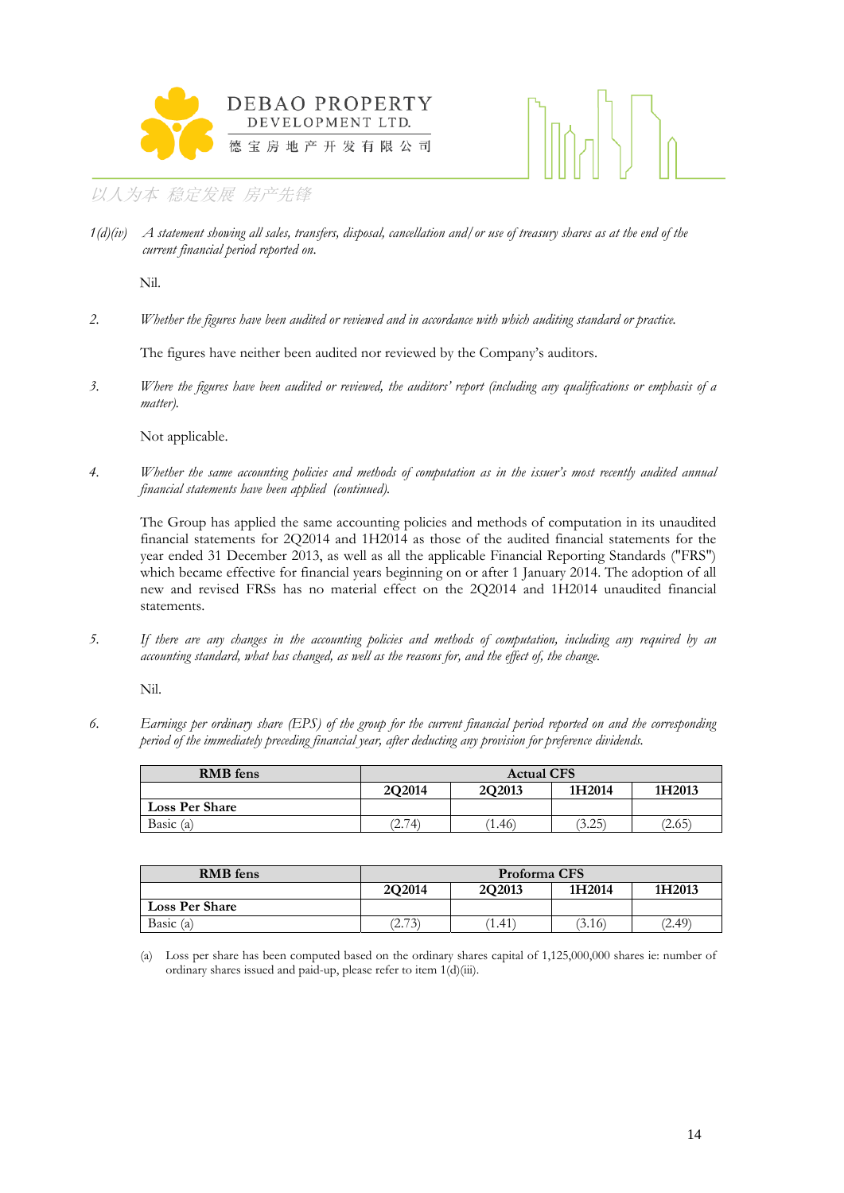1(d)(iv) *A statement showing all sales, transfers, disposal, cancellation and/ or use of treasury shares as at the end of the current financial period reported on.*

Nil.

2. *Whether the figures have been audited or reviewed and in accordance with which auditing standard or practice.*

The figures have neither been audited nor reviewed by the Company's auditors.

3. *Where the figures have been audited or reviewed, the auditors' report (including any qualifications or emphasis of a matter).*

Not applicable.

4. *Whether the same accounting policies and methods of computation as in the issuer's most recently audited annual financial statements have been applied (continued).*

The Group has applied the same accounting policies and methods of computation in its unaudited financial statements for 2Q2014 and 1H2014 as those of the audited financial statements for the year ended 31 December 2013, as well as all the applicable Financial Reporting Standards ("FRS") which became effective for financial years beginning on or after 1 January 2014. The adoption of all new and revised FRSs has no material effect on the 2Q2014 and 1H2014 unaudited financial statements.

5. *If there are any changes in the accounting policies and methods of computation, including any required by an accounting standard, what has changed, as well as the reasons for, and the effect of, the change.*

Nil.

6. *Earnings per ordinary share (EPS) of the group for the current financial period reported on and the corresponding period of the immediately preceding financial year, after deducting any provision for preference dividends.*

| **RMB fens** | **Actual CFS** | | | |
|---|---|---|---|---|
| | **2Q2014** | **2Q2013** | **1H2014** | **1H2013** |
| **Loss Per Share** | | | | |
| Basic (a) | (2.74) | (1.46) | (3.25) | (2.65) |

| **RMB fens** | **Proforma CFS** | | | |
|---|---|---|---|---|
| | **2Q2014** | **2Q2013** | **1H2014** | **1H2013** |
| **Loss Per Share** | | | | |
| Basic (a) | (2.73) | (1.41) | (3.16) | (2.49) |

(a) Loss per share has been computed based on the ordinary shares capital of 1,125,000,000 shares ie: number of ordinary shares issued and paid-up, please refer to item 1(d)(iii).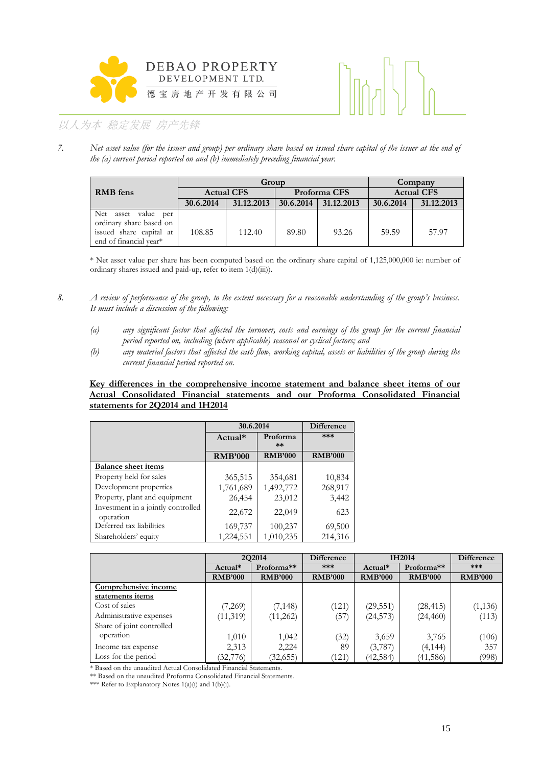7. *Net asset value (for the issuer and group) per ordinary share based on issued share capital of the issuer at the end of the (a) current period reported on and (b) immediately preceding financial year.*

| RMB fens | Group | | | | Company | |
|---|---|---|---|---|---|---|
| | Actual CFS | | Proforma CFS | | Actual CFS | |
| | 30.6.2014 | 31.12.2013 | 30.6.2014 | 31.12.2013 | 30.6.2014 | 31.12.2013 |
| Net asset value per ordinary share based on issued share capital at end of financial year* | 108.85 | 112.40 | 89.80 | 93.26 | 59.59 | 57.97 |

\* Net asset value per share has been computed based on the ordinary share capital of 1,125,000,000 ie: number of ordinary shares issued and paid-up, refer to item 1(d)(iii)).

8. *A review of performance of the group, to the extent necessary for a reasonable understanding of the group's business. It must include a discussion of the following:*

   *(a) any significant factor that affected the turnover, costs and earnings of the group for the current financial period reported on, including (where applicable) seasonal or cyclical factors; and*

   *(b) any material factors that affected the cash flow, working capital, assets or liabilities of the group during the current financial period reported on.*

**<u>Key differences in the comprehensive income statement and balance sheet items of our Actual Consolidated Financial statements and our Proforma Consolidated Financial statements for 2Q2014 and 1H2014</u>**

| | 30.6.2014 | | Difference |
|---|---|---|---|
| | Actual* | Proforma ** | *** |
| | RMB'000 | RMB'000 | RMB'000 |
| **<u>Balance sheet items</u>** | | | |
| Property held for sales | 365,515 | 354,681 | 10,834 |
| Development properties | 1,761,689 | 1,492,772 | 268,917 |
| Property, plant and equipment | 26,454 | 23,012 | 3,442 |
| Investment in a jointly controlled operation | 22,672 | 22,049 | 623 |
| Deferred tax liabilities | 169,737 | 100,237 | 69,500 |
| Shareholders' equity | 1,224,551 | 1,010,235 | 214,316 |

| | 2Q2014 | | Difference | 1H2014 | | Difference |
|---|---|---|---|---|---|---|
| | Actual* | Proforma** | *** | Actual* | Proforma** | *** |
| | RMB'000 | RMB'000 | RMB'000 | RMB'000 | RMB'000 | RMB'000 |
| **<u>Comprehensive income statements items</u>** | | | | | | |
| Cost of sales | (7,269) | (7,148) | (121) | (29,551) | (28,415) | (1,136) |
| Administrative expenses | (11,319) | (11,262) | (57) | (24,573) | (24,460) | (113) |
| Share of joint controlled operation | 1,010 | 1,042 | (32) | 3,659 | 3,765 | (106) |
| Income tax expense | 2,313 | 2,224 | 89 | (3,787) | (4,144) | 357 |
| Loss for the period | (32,776) | (32,655) | (121) | (42,584) | (41,586) | (998) |

\* Based on the unaudited Actual Consolidated Financial Statements.
\** Based on the unaudited Proforma Consolidated Financial Statements.
\*** Refer to Explanatory Notes 1(a)(i) and 1(b)(i).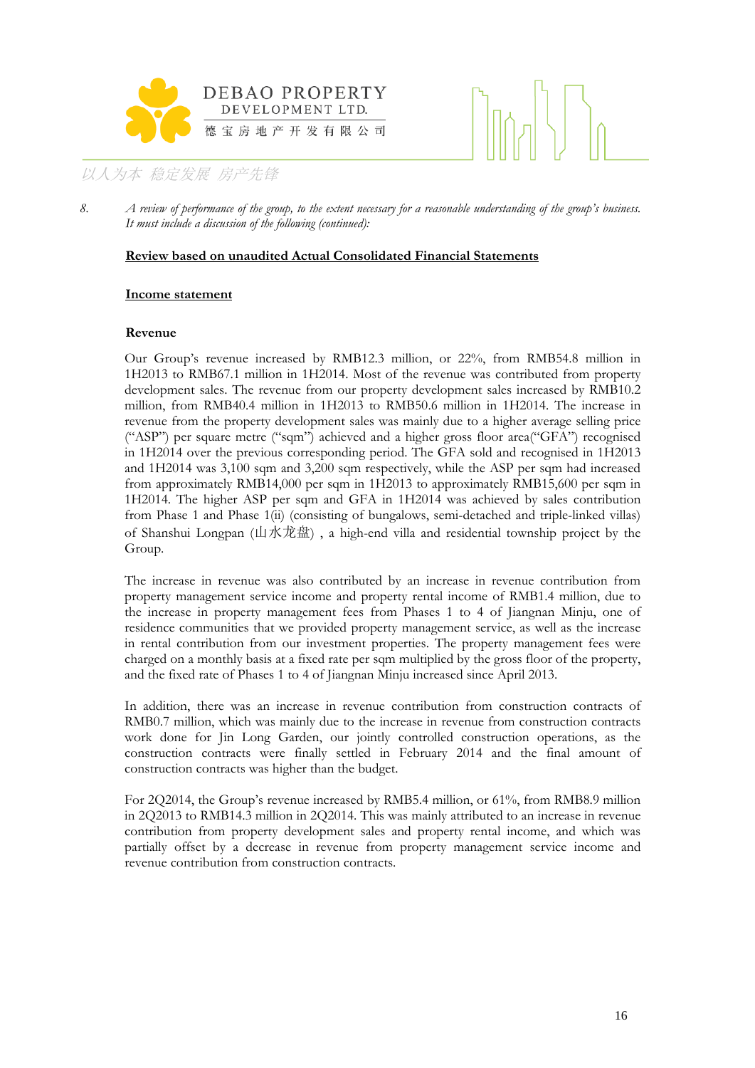8. *A review of performance of the group, to the extent necessary for a reasonable understanding of the group's business. It must include a discussion of the following (continued):*

**Review based on unaudited Actual Consolidated Financial Statements**

**Income statement**

**Revenue**

Our Group's revenue increased by RMB12.3 million, or 22%, from RMB54.8 million in 1H2013 to RMB67.1 million in 1H2014. Most of the revenue was contributed from property development sales. The revenue from our property development sales increased by RMB10.2 million, from RMB40.4 million in 1H2013 to RMB50.6 million in 1H2014. The increase in revenue from the property development sales was mainly due to a higher average selling price ("ASP") per square metre ("sqm") achieved and a higher gross floor area("GFA") recognised in 1H2014 over the previous corresponding period. The GFA sold and recognised in 1H2013 and 1H2014 was 3,100 sqm and 3,200 sqm respectively, while the ASP per sqm had increased from approximately RMB14,000 per sqm in 1H2013 to approximately RMB15,600 per sqm in 1H2014. The higher ASP per sqm and GFA in 1H2014 was achieved by sales contribution from Phase 1 and Phase 1(ii) (consisting of bungalows, semi-detached and triple-linked villas) of Shanshui Longpan (山水龙盘) , a high-end villa and residential township project by the Group.

The increase in revenue was also contributed by an increase in revenue contribution from property management service income and property rental income of RMB1.4 million, due to the increase in property management fees from Phases 1 to 4 of Jiangnan Minju, one of residence communities that we provided property management service, as well as the increase in rental contribution from our investment properties. The property management fees were charged on a monthly basis at a fixed rate per sqm multiplied by the gross floor of the property, and the fixed rate of Phases 1 to 4 of Jiangnan Minju increased since April 2013.

In addition, there was an increase in revenue contribution from construction contracts of RMB0.7 million, which was mainly due to the increase in revenue from construction contracts work done for Jin Long Garden, our jointly controlled construction operations, as the construction contracts were finally settled in February 2014 and the final amount of construction contracts was higher than the budget.

For 2Q2014, the Group's revenue increased by RMB5.4 million, or 61%, from RMB8.9 million in 2Q2013 to RMB14.3 million in 2Q2014. This was mainly attributed to an increase in revenue contribution from property development sales and property rental income, and which was partially offset by a decrease in revenue from property management service income and revenue contribution from construction contracts.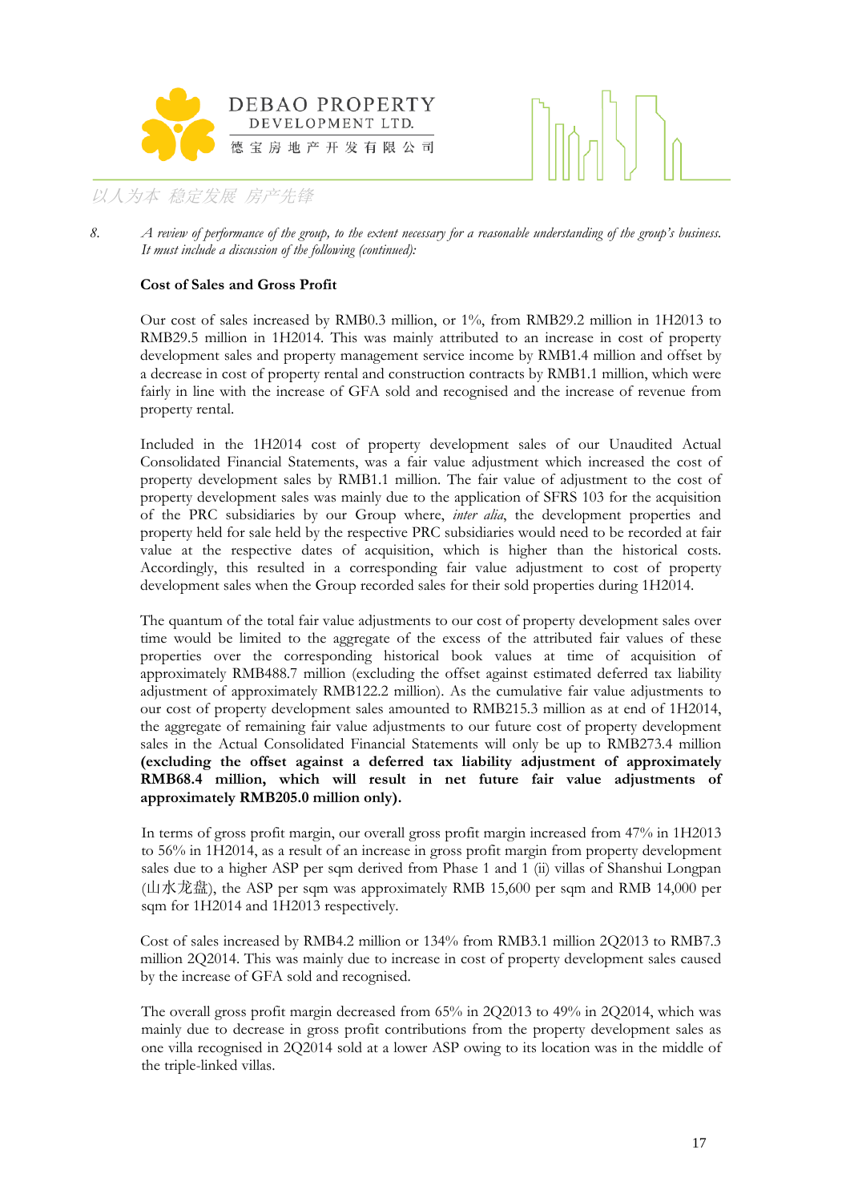8. *A review of performance of the group, to the extent necessary for a reasonable understanding of the group's business. It must include a discussion of the following (continued):*

**Cost of Sales and Gross Profit**

Our cost of sales increased by RMB0.3 million, or 1%, from RMB29.2 million in 1H2013 to RMB29.5 million in 1H2014. This was mainly attributed to an increase in cost of property development sales and property management service income by RMB1.4 million and offset by a decrease in cost of property rental and construction contracts by RMB1.1 million, which were fairly in line with the increase of GFA sold and recognised and the increase of revenue from property rental.

Included in the 1H2014 cost of property development sales of our Unaudited Actual Consolidated Financial Statements, was a fair value adjustment which increased the cost of property development sales by RMB1.1 million. The fair value of adjustment to the cost of property development sales was mainly due to the application of SFRS 103 for the acquisition of the PRC subsidiaries by our Group where, *inter alia*, the development properties and property held for sale held by the respective PRC subsidiaries would need to be recorded at fair value at the respective dates of acquisition, which is higher than the historical costs. Accordingly, this resulted in a corresponding fair value adjustment to cost of property development sales when the Group recorded sales for their sold properties during 1H2014.

The quantum of the total fair value adjustments to our cost of property development sales over time would be limited to the aggregate of the excess of the attributed fair values of these properties over the corresponding historical book values at time of acquisition of approximately RMB488.7 million (excluding the offset against estimated deferred tax liability adjustment of approximately RMB122.2 million). As the cumulative fair value adjustments to our cost of property development sales amounted to RMB215.3 million as at end of 1H2014, the aggregate of remaining fair value adjustments to our future cost of property development sales in the Actual Consolidated Financial Statements will only be up to RMB273.4 million **(excluding the offset against a deferred tax liability adjustment of approximately RMB68.4 million, which will result in net future fair value adjustments of approximately RMB205.0 million only).**

In terms of gross profit margin, our overall gross profit margin increased from 47% in 1H2013 to 56% in 1H2014, as a result of an increase in gross profit margin from property development sales due to a higher ASP per sqm derived from Phase 1 and 1 (ii) villas of Shanshui Longpan (山水龙盘), the ASP per sqm was approximately RMB 15,600 per sqm and RMB 14,000 per sqm for 1H2014 and 1H2013 respectively.

Cost of sales increased by RMB4.2 million or 134% from RMB3.1 million 2Q2013 to RMB7.3 million 2Q2014. This was mainly due to increase in cost of property development sales caused by the increase of GFA sold and recognised.

The overall gross profit margin decreased from 65% in 2Q2013 to 49% in 2Q2014, which was mainly due to decrease in gross profit contributions from the property development sales as one villa recognised in 2Q2014 sold at a lower ASP owing to its location was in the middle of the triple-linked villas.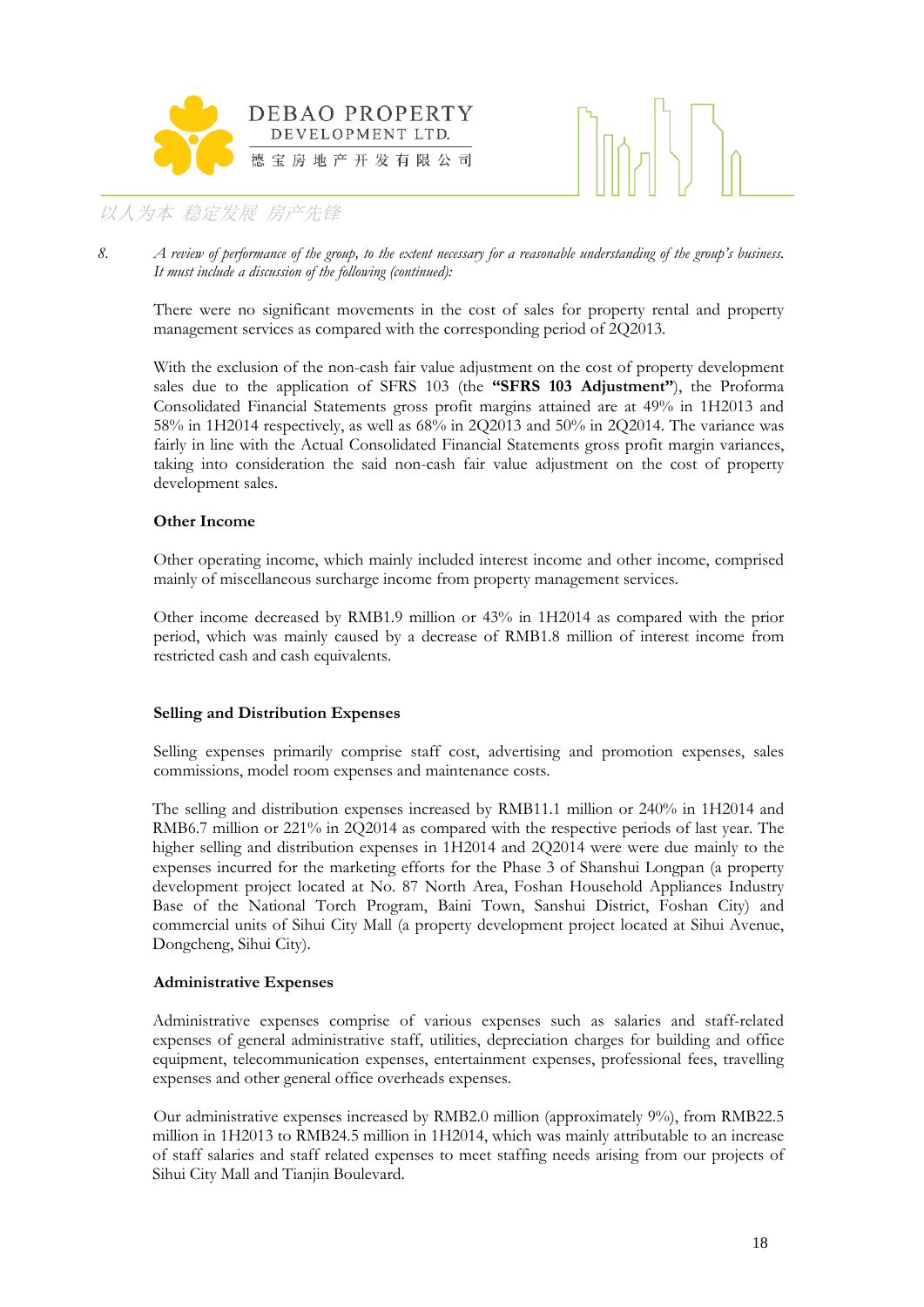8. *A review of performance of the group, to the extent necessary for a reasonable understanding of the group's business. It must include a discussion of the following (continued):*

There were no significant movements in the cost of sales for property rental and property management services as compared with the corresponding period of 2Q2013.

With the exclusion of the non-cash fair value adjustment on the cost of property development sales due to the application of SFRS 103 (the **"SFRS 103 Adjustment"**), the Proforma Consolidated Financial Statements gross profit margins attained are at 49% in 1H2013 and 58% in 1H2014 respectively, as well as 68% in 2Q2013 and 50% in 2Q2014. The variance was fairly in line with the Actual Consolidated Financial Statements gross profit margin variances, taking into consideration the said non-cash fair value adjustment on the cost of property development sales.

**Other Income**

Other operating income, which mainly included interest income and other income, comprised mainly of miscellaneous surcharge income from property management services.

Other income decreased by RMB1.9 million or 43% in 1H2014 as compared with the prior period, which was mainly caused by a decrease of RMB1.8 million of interest income from restricted cash and cash equivalents.

**Selling and Distribution Expenses**

Selling expenses primarily comprise staff cost, advertising and promotion expenses, sales commissions, model room expenses and maintenance costs.

The selling and distribution expenses increased by RMB11.1 million or 240% in 1H2014 and RMB6.7 million or 221% in 2Q2014 as compared with the respective periods of last year. The higher selling and distribution expenses in 1H2014 and 2Q2014 were were due mainly to the expenses incurred for the marketing efforts for the Phase 3 of Shanshui Longpan (a property development project located at No. 87 North Area, Foshan Household Appliances Industry Base of the National Torch Program, Baini Town, Sanshui District, Foshan City) and commercial units of Sihui City Mall (a property development project located at Sihui Avenue, Dongcheng, Sihui City).

**Administrative Expenses**

Administrative expenses comprise of various expenses such as salaries and staff-related expenses of general administrative staff, utilities, depreciation charges for building and office equipment, telecommunication expenses, entertainment expenses, professional fees, travelling expenses and other general office overheads expenses.

Our administrative expenses increased by RMB2.0 million (approximately 9%), from RMB22.5 million in 1H2013 to RMB24.5 million in 1H2014, which was mainly attributable to an increase of staff salaries and staff related expenses to meet staffing needs arising from our projects of Sihui City Mall and Tianjin Boulevard.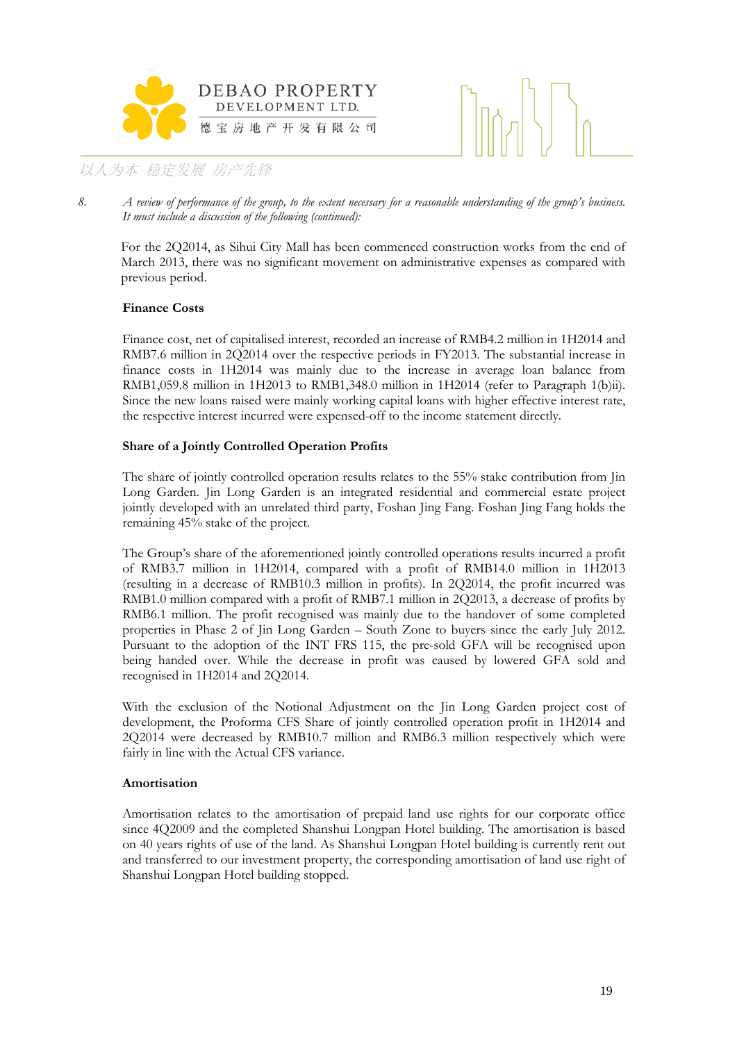8. *A review of performance of the group, to the extent necessary for a reasonable understanding of the group's business. It must include a discussion of the following (continued):*

For the 2Q2014, as Sihui City Mall has been commenced construction works from the end of March 2013, there was no significant movement on administrative expenses as compared with previous period.

**Finance Costs**

Finance cost, net of capitalised interest, recorded an increase of RMB4.2 million in 1H2014 and RMB7.6 million in 2Q2014 over the respective periods in FY2013. The substantial increase in finance costs in 1H2014 was mainly due the increase in average loan balance from RMB1,059.8 million in 1H2013 to RMB1,348.0 million in 1H2014 (refer to Paragraph 1(b)ii). Since the new loans raised were mainly working capital loans with higher effective interest rate, the respective interest incurred were expensed-off to the income statement directly.

**Share of a Jointly Controlled Operation Profits**

The share of jointly controlled operation results relates to the 55% stake contribution from Jin Long Garden. Jin Long Garden is an integrated residential and commercial estate project jointly developed with an unrelated third party, Foshan Jing Fang. Foshan Jing Fang holds the remaining 45% stake of the project.

The Group's share of the aforementioned jointly controlled operations results incurred a profit of RMB3.7 million in 1H2014, compared with a profit of RMB14.0 million in 1H2013 (resulting in a decrease of RMB10.3 million in profits). In 2Q2014, the profit incurred was RMB1.0 million compared with a profit of RMB7.1 million in 2Q2013, a decrease of profits by RMB6.1 million. The profit recognised was mainly due to the handover of some completed properties in Phase 2 of Jin Long Garden – South Zone to buyers since the early July 2012. Pursuant to the adoption of the INT FRS 115, the pre-sold GFA will be recognised upon being handed over. While the decrease in profit was caused by lowered GFA sold and recognised in 1H2014 and 2Q2014.

With the exclusion of the Notional Adjustment on the Jin Long Garden project cost of development, the Proforma CFS Share of jointly controlled operation profit in 1H2014 and 2Q2014 were decreased by RMB10.7 million and RMB6.3 million respectively which were fairly in line with the Actual CFS variance.

**Amortisation**

Amortisation relates to the amortisation of prepaid land use rights for our corporate office since 4Q2009 and the completed Shanshui Longpan Hotel building. The amortisation is based on 40 years rights of use of the land. As Shanshui Longpan Hotel building is currently rent out and transferred to our investment property, the corresponding amortisation of land use right of Shanshui Longpan Hotel building stopped.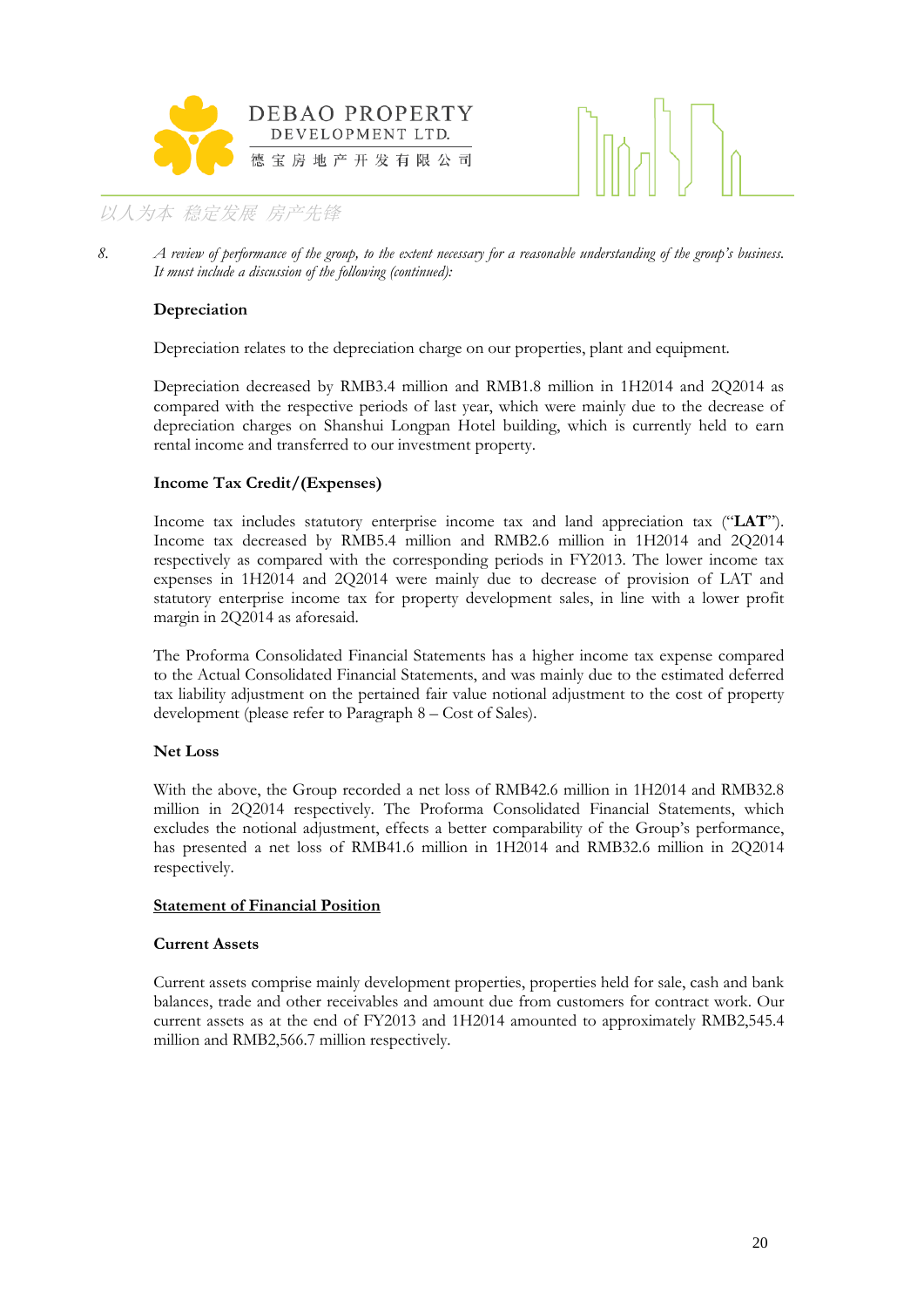8. *A review of performance of the group, to the extent necessary for a reasonable understanding of the group's business. It must include a discussion of the following (continued):*

**Depreciation**

Depreciation relates to the depreciation charge on our properties, plant and equipment.

Depreciation decreased by RMB3.4 million and RMB1.8 million in 1H2014 and 2Q2014 as compared with the respective periods of last year, which were mainly due to the decrease of depreciation charges on Shanshui Longpan Hotel building, which is currently held to earn rental income and transferred to our investment property.

**Income Tax Credit/(Expenses)**

Income tax includes statutory enterprise income tax and land appreciation tax ("**LAT**"). Income tax decreased by RMB5.4 million and RMB2.6 million in 1H2014 and 2Q2014 respectively as compared with the corresponding periods in FY2013. The lower income tax expenses in 1H2014 and 2Q2014 were mainly due to decrease of provision of LAT and statutory enterprise income tax for property development sales, in line with a lower profit margin in 2Q2014 as aforesaid.

The Proforma Consolidated Financial Statements has a higher income tax expense compared to the Actual Consolidated Financial Statements, and was mainly due to the estimated deferred tax liability adjustment on the pertained fair value notional adjustment to the cost of property development (please refer to Paragraph 8 – Cost of Sales).

**Net Loss**

With the above, the Group recorded a net loss of RMB42.6 million in 1H2014 and RMB32.8 million in 2Q2014 respectively. The Proforma Consolidated Financial Statements, which excludes the notional adjustment, effects a better comparability of the Group's performance, has presented a net loss of RMB41.6 million in 1H2014 and RMB32.6 million in 2Q2014 respectively.

**<u>Statement of Financial Position</u>**

**Current Assets**

Current assets comprise mainly development properties, properties held for sale, cash and bank balances, trade and other receivables and amount due from customers for contract work. Our current assets as at the end of FY2013 and 1H2014 amounted to approximately RMB2,545.4 million and RMB2,566.7 million respectively.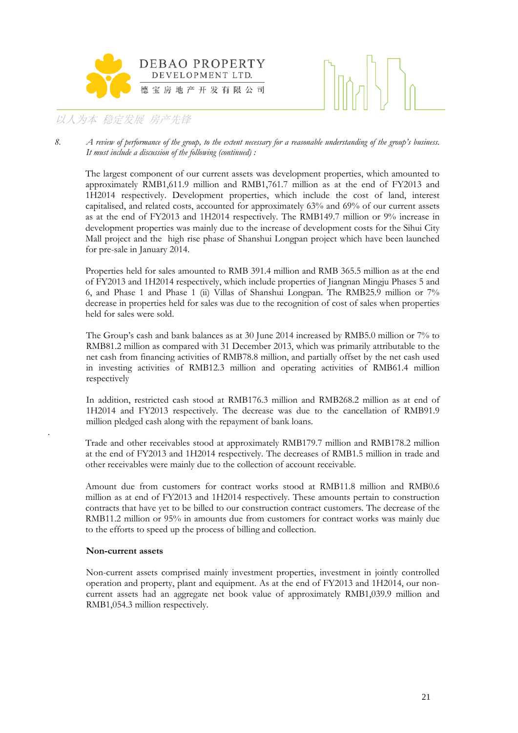8. *A review of performance of the group, to the extent necessary for a reasonable understanding of the group's business. It must include a discussion of the following (continued) :*

The largest component of our current assets was development properties, which amounted to approximately RMB1,611.9 million and RMB1,761.7 million as at the end of FY2013 and 1H2014 respectively. Development properties, which include the cost of land, interest capitalised, and related costs, accounted for approximately 63% and 69% of our current assets as at the end of FY2013 and 1H2014 respectively. The RMB149.7 million or 9% increase in development properties was mainly due to the increase of development costs for the Sihui City Mall project and the high rise phase of Shanshui Longpan project which have been launched for pre-sale in January 2014.

Properties held for sales amounted to RMB 391.4 million and RMB 365.5 million as at the end of FY2013 and 1H2014 respectively, which include properties of Jiangnan Mingju Phases 5 and 6, and Phase 1 and Phase 1 (ii) Villas of Shanshui Longpan. The RMB25.9 million or 7% decrease in properties held for sales was due to the recognition of cost of sales when properties held for sales were sold.

The Group's cash and bank balances as at 30 June 2014 increased by RMB5.0 million or 7% to RMB81.2 million as compared with 31 December 2013, which was primarily attributable to the net cash from financing activities of RMB78.8 million, and partially offset by the net cash used in investing activities of RMB12.3 million and operating activities of RMB61.4 million respectively

In addition, restricted cash stood at RMB176.3 million and RMB268.2 million as at end of 1H2014 and FY2013 respectively. The decrease was due to the cancellation of RMB91.9 million pledged cash along with the repayment of bank loans.

Trade and other receivables stood at approximately RMB179.7 million and RMB178.2 million at the end of FY2013 and 1H2014 respectively. The decreases of RMB1.5 million in trade and other receivables were mainly due to the collection of account receivable.

Amount due from customers for contract works stood at RMB11.8 million and RMB0.6 million as at end of FY2013 and 1H2014 respectively. These amounts pertain to construction contracts that have yet to be billed to our construction contract customers. The decrease of the RMB11.2 million or 95% in amounts due from customers for contract works was mainly due to the efforts to speed up the process of billing and collection.

**Non-current assets**

Non-current assets comprised mainly investment properties, investment in jointly controlled operation and property, plant and equipment. As at the end of FY2013 and 1H2014, our non-current assets had an aggregate net book value of approximately RMB1,039.9 million and RMB1,054.3 million respectively.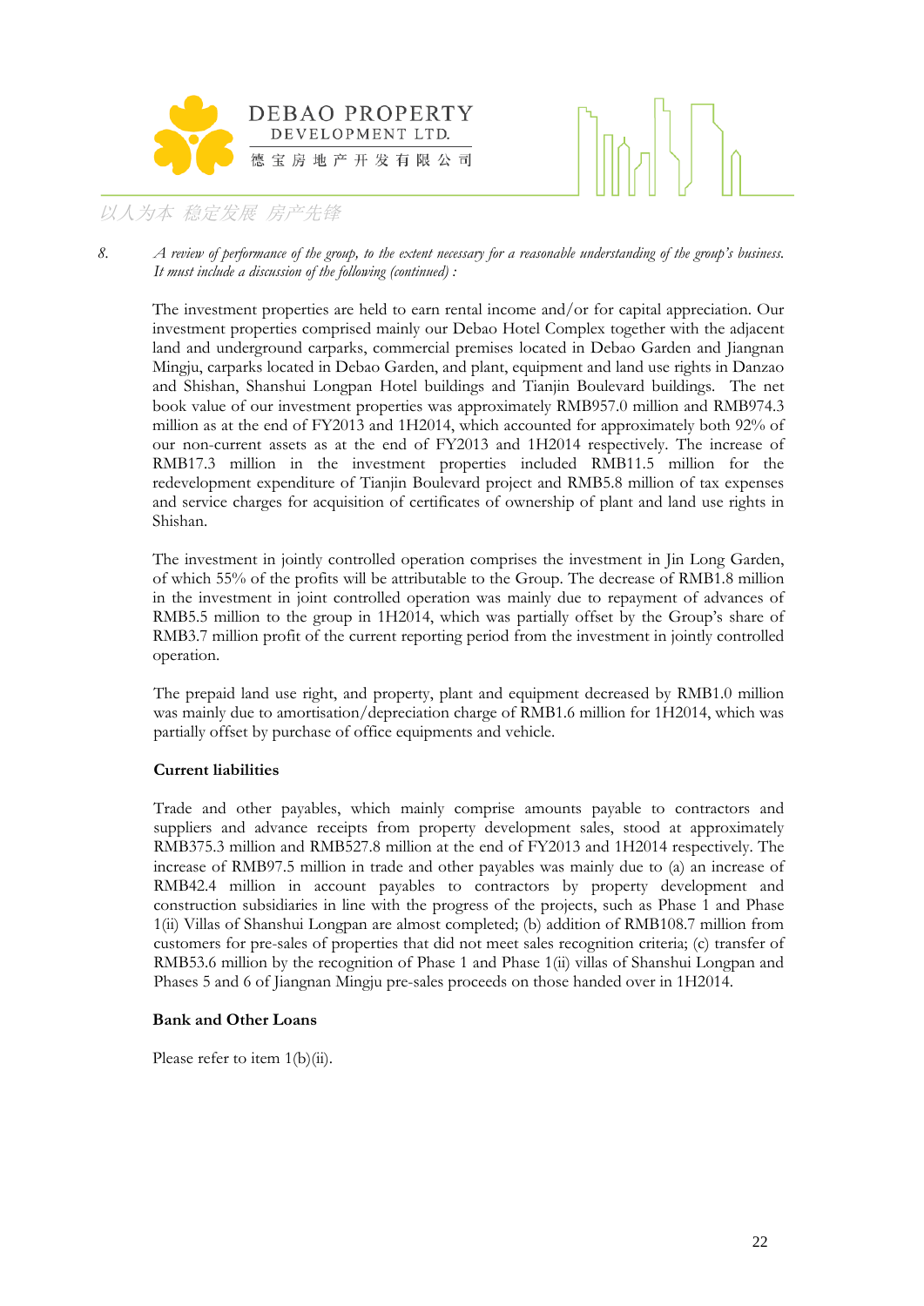8. *A review of performance of the group, to the extent necessary for a reasonable understanding of the group's business. It must include a discussion of the following (continued) :*

The investment properties are held to earn rental income and/or for capital appreciation. Our investment properties comprised mainly our Debao Hotel Complex together with the adjacent land and underground carparks, commercial premises located in Debao Garden and Jiangnan Mingju, carparks located in Debao Garden, and plant, equipment and land use rights in Danzao and Shishan, Shanshui Longpan Hotel buildings and Tianjin Boulevard buildings. The net book value of our investment properties was approximately RMB957.0 million and RMB974.3 million as at the end of FY2013 and 1H2014, which accounted for approximately both 92% of our non-current assets as at the end of FY2013 and 1H2014 respectively. The increase of RMB17.3 million in the investment properties included RMB11.5 million for the redevelopment expenditure of Tianjin Boulevard project and RMB5.8 million of tax expenses and service charges for acquisition of certificates of ownership of plant and land use rights in Shishan.

The investment in jointly controlled operation comprises the investment in Jin Long Garden, of which 55% of the profits will be attributable to the Group. The decrease of RMB1.8 million in the investment in joint controlled operation was mainly due to repayment of advances of RMB5.5 million to the group in 1H2014, which was partially offset by the Group's share of RMB3.7 million profit of the current reporting period from the investment in jointly controlled operation.

The prepaid land use right, and property, plant and equipment decreased by RMB1.0 million was mainly due to amortisation/depreciation charge of RMB1.6 million for 1H2014, which was partially offset by purchase of office equipments and vehicle.

**Current liabilities**

Trade and other payables, which mainly comprise amounts payable to contractors and suppliers and advance receipts from property development sales, stood at approximately RMB375.3 million and RMB527.8 million at the end of FY2013 and 1H2014 respectively. The increase of RMB97.5 million in trade and other payables was mainly due to (a) an increase of RMB42.4 million in account payables to contractors by property development and construction subsidiaries in line with the progress of the projects, such as Phase 1 and Phase 1(ii) Villas of Shanshui Longpan are almost completed; (b) addition of RMB108.7 million from customers for pre-sales of properties that did not meet sales recognition criteria; (c) transfer of RMB53.6 million by the recognition of Phase 1 and Phase 1(ii) villas of Shanshui Longpan and Phases 5 and 6 of Jiangnan Mingju pre-sales proceeds on those handed over in 1H2014.

**Bank and Other Loans**

Please refer to item 1(b)(ii).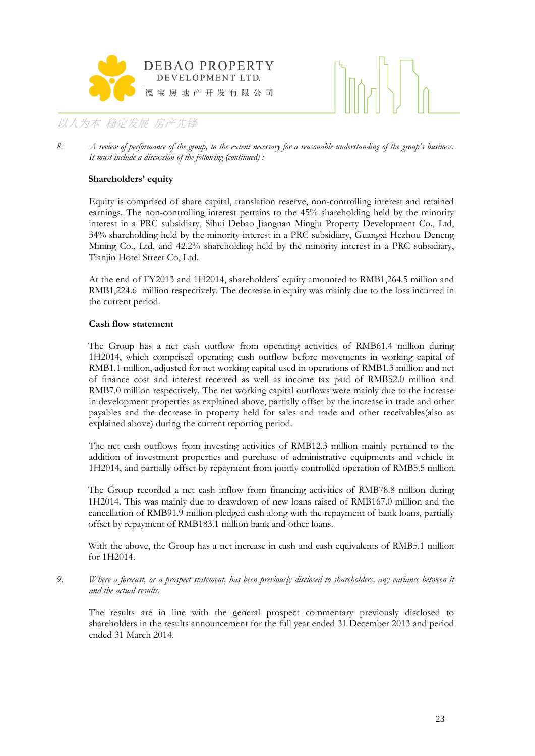8. *A review of performance of the group, to the extent necessary for a reasonable understanding of the group's business. It must include a discussion of the following (continued) :*

**Shareholders' equity**

Equity is comprised of share capital, translation reserve, non-controlling interest and retained earnings. The non-controlling interest pertains to the 45% shareholding held by the minority interest in a PRC subsidiary, Sihui Debao Jiangnan Mingju Property Development Co., Ltd, 34% shareholding held by the minority interest in a PRC subsidiary, Guangxi Hezhou Deneng Mining Co., Ltd, and 42.2% shareholding held by the minority interest in a PRC subsidiary, Tianjin Hotel Street Co, Ltd.

At the end of FY2013 and 1H2014, shareholders' equity amounted to RMB1,264.5 million and RMB1,224.6 million respectively. The decrease in equity was mainly due to the loss incurred in the current period.

**Cash flow statement**

The Group has a net cash outflow from operating activities of RMB61.4 million during 1H2014, which comprised operating cash outflow before movements in working capital of RMB1.1 million, adjusted for net working capital used in operations of RMB1.3 million and net of finance cost and interest received as well as income tax paid of RMB52.0 million and RMB7.0 million respectively. The net working capital outflows were mainly due to the increase in development properties as explained above, partially offset by the increase in trade and other payables and the decrease in property held for sales and trade and other receivables(also as explained above) during the current reporting period.

The net cash outflows from investing activities of RMB12.3 million mainly pertained to the addition of investment properties and purchase of administrative equipments and vehicle in 1H2014, and partially offset by repayment from jointly controlled operation of RMB5.5 million.

The Group recorded a net cash inflow from financing activities of RMB78.8 million during 1H2014. This was mainly due to drawdown of new loans raised of RMB167.0 million and the cancellation of RMB91.9 million pledged cash along with the repayment of bank loans, partially offset by repayment of RMB183.1 million bank and other loans.

With the above, the Group has a net increase in cash and cash equivalents of RMB5.1 million for 1H2014.

9. *Where a forecast, or a prospect statement, has been previously disclosed to shareholders, any variance between it and the actual results.*

The results are in line with the general prospect commentary previously disclosed to shareholders in the results announcement for the full year ended 31 December 2013 and period ended 31 March 2014.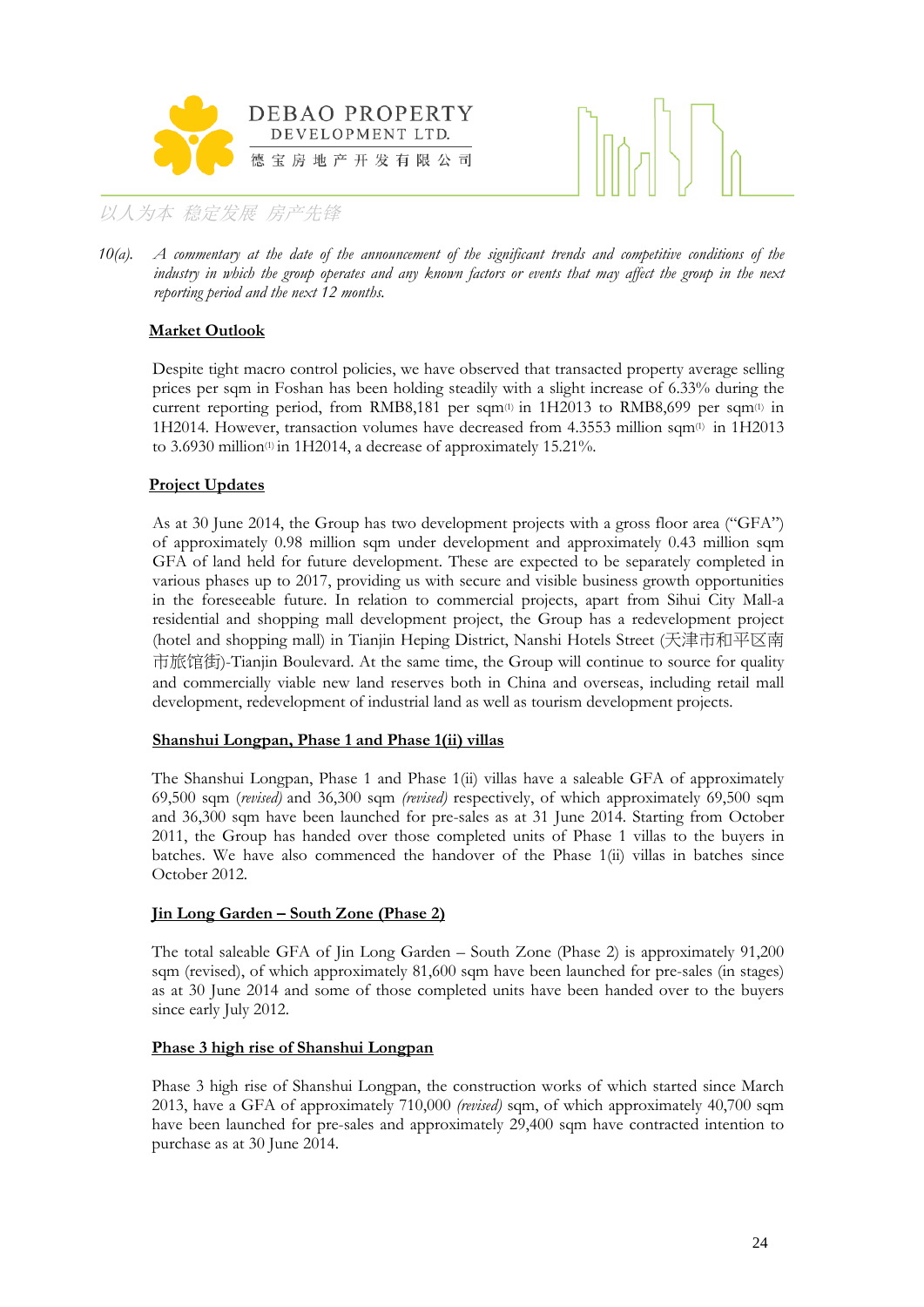10(a). *A commentary at the date of the announcement of the significant trends and competitive conditions of the industry in which the group operates and any known factors or events that may affect the group in the next reporting period and the next 12 months.*

**Market Outlook**

Despite tight macro control policies, we have observed that transacted property average selling prices per sqm in Foshan has been holding steadily with a slight increase of 6.33% during the current reporting period, from RMB8,181 per sqm(1) in 1H2013 to RMB8,699 per sqm(1) in 1H2014. However, transaction volumes have decreased from 4.3553 million sqm(1) in 1H2013 to 3.6930 million(1) in 1H2014, a decrease of approximately 15.21%.

**Project Updates**

As at 30 June 2014, the Group has two development projects with a gross floor area ("GFA") of approximately 0.98 million sqm under development and approximately 0.43 million sqm GFA of land held for future development. These are expected to be separately completed in various phases up to 2017, providing us with secure and visible business growth opportunities in the foreseeable future. In relation to commercial projects, apart from Sihui City Mall-a residential and shopping mall development project, the Group has a redevelopment project (hotel and shopping mall) in Tianjin Heping District, Nanshi Hotels Street (天津市和平区南市旅馆街)-Tianjin Boulevard. At the same time, the Group will continue to source for quality and commercially viable new land reserves both in China and overseas, including retail mall development, redevelopment of industrial land as well as tourism development projects.

**Shanshui Longpan, Phase 1 and Phase 1(ii) villas**

The Shanshui Longpan, Phase 1 and Phase 1(ii) villas have a saleable GFA of approximately 69,500 sqm *(revised)* and 36,300 sqm *(revised)* respectively, of which approximately 69,500 sqm and 36,300 sqm have been launched for pre-sales as at 31 June 2014. Starting from October 2011, the Group has handed over those completed units of Phase 1 villas to the buyers in batches. We have also commenced the handover of the Phase 1(ii) villas in batches since October 2012.

**Jin Long Garden – South Zone (Phase 2)**

The total saleable GFA of Jin Long Garden – South Zone (Phase 2) is approximately 91,200 sqm (revised), of which approximately 81,600 sqm have been launched for pre-sales (in stages) as at 30 June 2014 and some of those completed units have been handed over to the buyers since early July 2012.

**Phase 3 high rise of Shanshui Longpan**

Phase 3 high rise of Shanshui Longpan, the construction works of which started since March 2013, have a GFA of approximately 710,000 *(revised)* sqm, of which approximately 40,700 sqm have been launched for pre-sales and approximately 29,400 sqm have contracted intention to purchase as at 30 June 2014.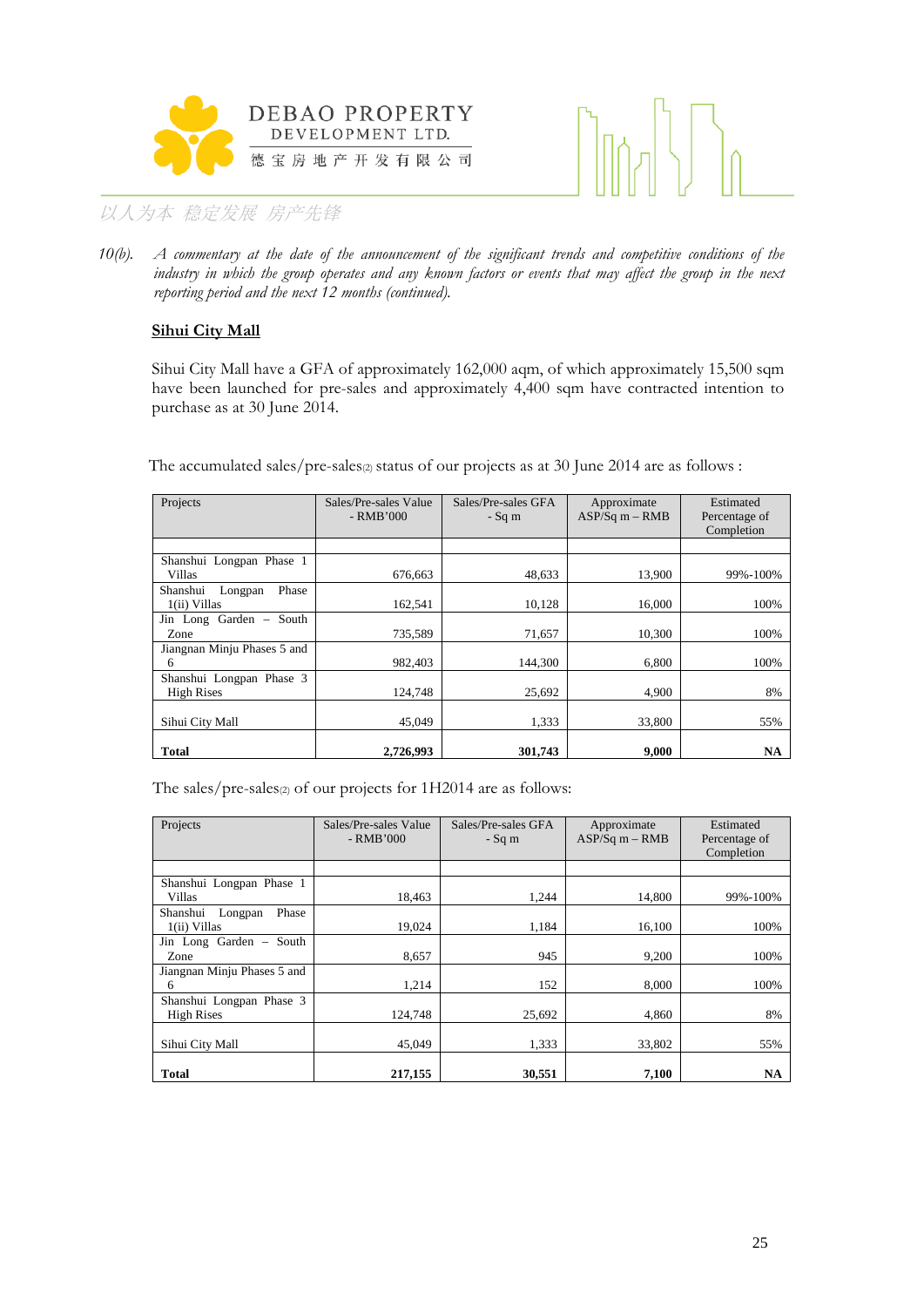10(b). *A commentary at the date of the announcement of the significant trends and competitive conditions of the industry in which the group operates and any known factors or events that may affect the group in the next reporting period and the next 12 months (continued).*

**Sihui City Mall**

Sihui City Mall have a GFA of approximately 162,000 aqm, of which approximately 15,500 sqm have been launched for pre-sales and approximately 4,400 sqm have contracted intention to purchase as at 30 June 2014.

The accumulated sales/pre-sales(2) status of our projects as at 30 June 2014 are as follows :

| Projects | Sales/Pre-sales Value - RMB'000 | Sales/Pre-sales GFA - Sq m | Approximate ASP/Sq m – RMB | Estimated Percentage of Completion |
|---|---|---|---|---|
| Shanshui Longpan Phase 1 Villas | 676,663 | 48,633 | 13,900 | 99%-100% |
| Shanshui Longpan Phase 1(ii) Villas | 162,541 | 10,128 | 16,000 | 100% |
| Jin Long Garden – South Zone | 735,589 | 71,657 | 10,300 | 100% |
| Jiangnan Minju Phases 5 and 6 | 982,403 | 144,300 | 6,800 | 100% |
| Shanshui Longpan Phase 3 High Rises | 124,748 | 25,692 | 4,900 | 8% |
| Sihui City Mall | 45,049 | 1,333 | 33,800 | 55% |
| **Total** | **2,726,993** | **301,743** | **9,000** | **NA** |

The sales/pre-sales(2) of our projects for 1H2014 are as follows:

| Projects | Sales/Pre-sales Value - RMB'000 | Sales/Pre-sales GFA - Sq m | Approximate ASP/Sq m – RMB | Estimated Percentage of Completion |
|---|---|---|---|---|
| Shanshui Longpan Phase 1 Villas | 18,463 | 1,244 | 14,800 | 99%-100% |
| Shanshui Longpan Phase 1(ii) Villas | 19,024 | 1,184 | 16,100 | 100% |
| Jin Long Garden – South Zone | 8,657 | 945 | 9,200 | 100% |
| Jiangnan Minju Phases 5 and 6 | 1,214 | 152 | 8,000 | 100% |
| Shanshui Longpan Phase 3 High Rises | 124,748 | 25,692 | 4,860 | 8% |
| Sihui City Mall | 45,049 | 1,333 | 33,802 | 55% |
| **Total** | **217,155** | **30,551** | **7,100** | **NA** |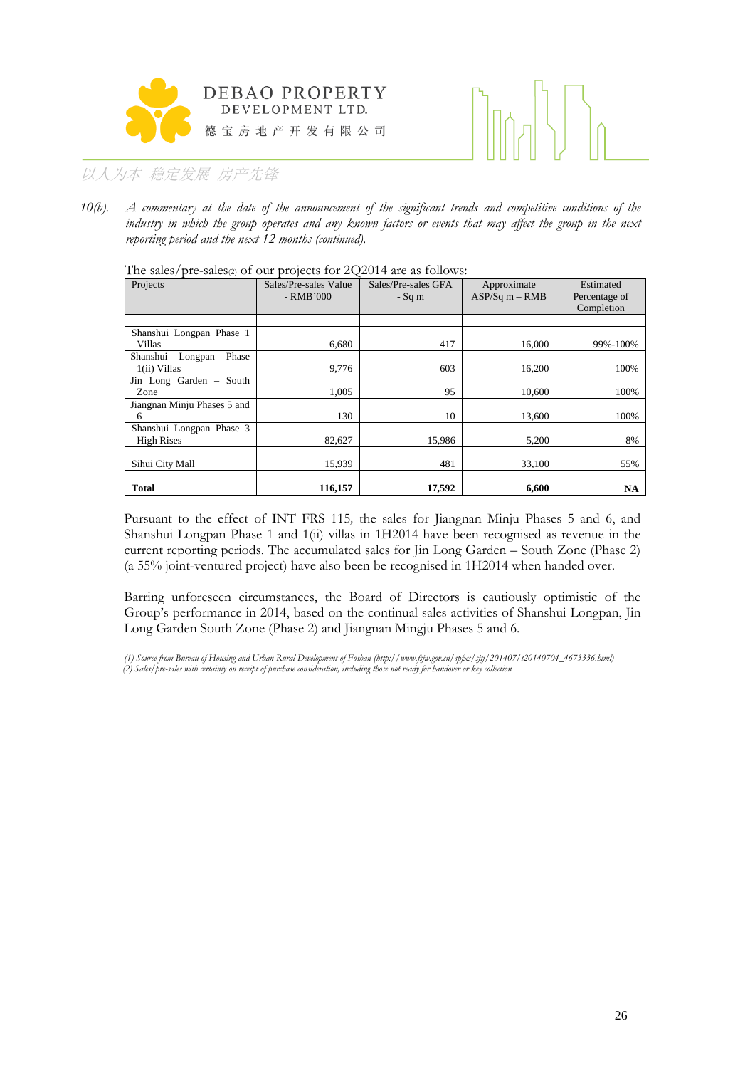10(b). *A commentary at the date of the announcement of the significant trends and competitive conditions of the industry in which the group operates and any known factors or events that may affect the group in the next reporting period and the next 12 months (continued).*

The sales/pre-sales[2] of our projects for 2Q2014 are as follows:

| Projects | Sales/Pre-sales Value - RMB'000 | Sales/Pre-sales GFA - Sq m | Approximate ASP/Sq m – RMB | Estimated Percentage of Completion |
|---|---|---|---|---|
| Shanshui Longpan Phase 1 Villas | 6,680 | 417 | 16,000 | 99%-100% |
| Shanshui Longpan Phase 1(ii) Villas | 9,776 | 603 | 16,200 | 100% |
| Jin Long Garden – South Zone | 1,005 | 95 | 10,600 | 100% |
| Jiangnan Minju Phases 5 and 6 | 130 | 10 | 13,600 | 100% |
| Shanshui Longpan Phase 3 High Rises | 82,627 | 15,986 | 5,200 | 8% |
| Sihui City Mall | 15,939 | 481 | 33,100 | 55% |
| **Total** | **116,157** | **17,592** | **6,600** | **NA** |

Pursuant to the effect of INT FRS 115, the sales for Jiangnan Minju Phases 5 and 6, and Shanshui Longpan Phase 1 and 1(ii) villas in 1H2014 have been recognised as revenue in the current reporting periods. The accumulated sales for Jin Long Garden – South Zone (Phase 2) (a 55% joint-ventured project) have also been be recognised in 1H2014 when handed over.

Barring unforeseen circumstances, the Board of Directors is cautiously optimistic of the Group's performance in 2014, based on the continual sales activities of Shanshui Longpan, Jin Long Garden South Zone (Phase 2) and Jiangnan Mingju Phases 5 and 6.

*(1) Source from Bureau of Housing and Urban-Rural Development of Foshan (http://www.fsjw.gov.cn/spfxs/sjtj/201407/t20140704_4673336.html)*
*(2) Sales/pre-sales with certainty on receipt of purchase consideration, including those not ready for handover or key collection*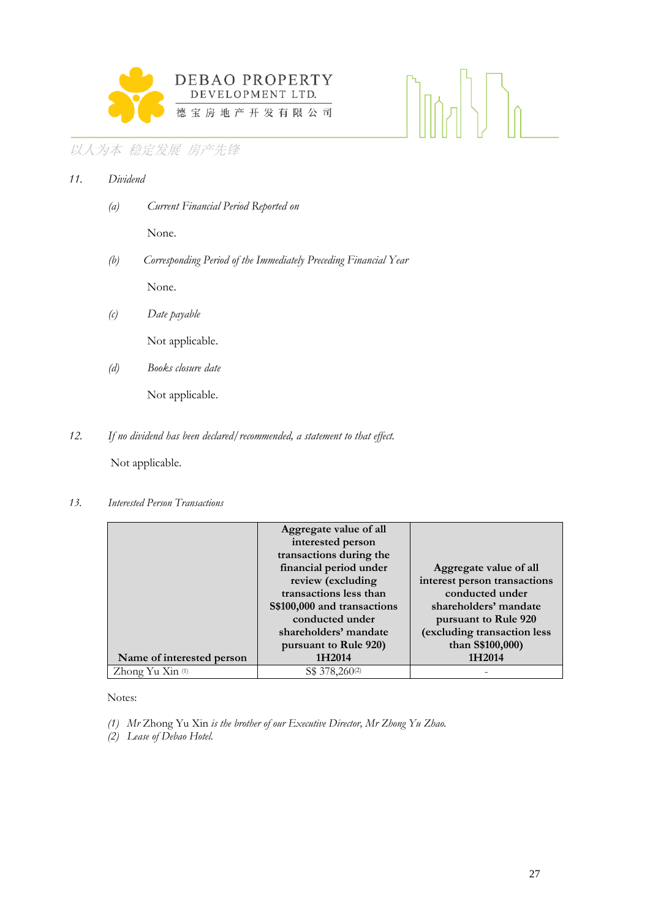11. *Dividend*

   (a) *Current Financial Period Reported on*

   None.

   (b) *Corresponding Period of the Immediately Preceding Financial Year*

   None.

   (c) *Date payable*

   Not applicable.

   (d) *Books closure date*

   Not applicable.

12. *If no dividend has been declared/recommended, a statement to that effect.*

   Not applicable.

13. *Interested Person Transactions*

| Name of interested person | Aggregate value of all interested person transactions during the financial period under review (excluding transactions less than S$100,000 and transactions conducted under shareholders' mandate pursuant to Rule 920) 1H2014 | Aggregate value of all interest person transactions conducted under shareholders' mandate pursuant to Rule 920 (excluding transaction less than S$100,000) 1H2014 |
|---|---|---|
| Zhong Yu Xin (1) | S$ 378,260(2) | - |

Notes:

(1) Mr Zhong Yu Xin *is the brother of our Executive Director, Mr Zhong Yu Zhao.*
(2) *Lease of Debao Hotel.*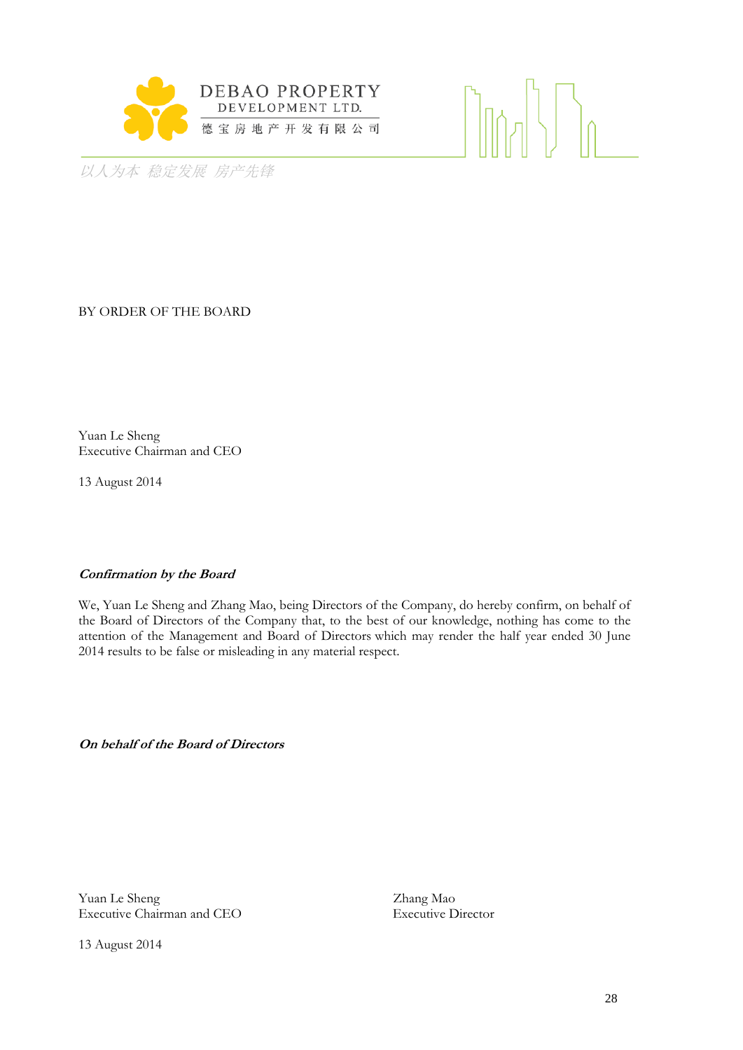BY ORDER OF THE BOARD

Yuan Le Sheng
Executive Chairman and CEO

13 August 2014

***Confirmation by the Board***

We, Yuan Le Sheng and Zhang Mao, being Directors of the Company, do hereby confirm, on behalf of the Board of Directors of the Company that, to the best of our knowledge, nothing has come to the attention of the Management and Board of Directors which may render the half year ended 30 June 2014 results to be false or misleading in any material respect.

***On behalf of the Board of Directors***

Yuan Le Sheng
Executive Chairman and CEO

Zhang Mao
Executive Director

13 August 2014